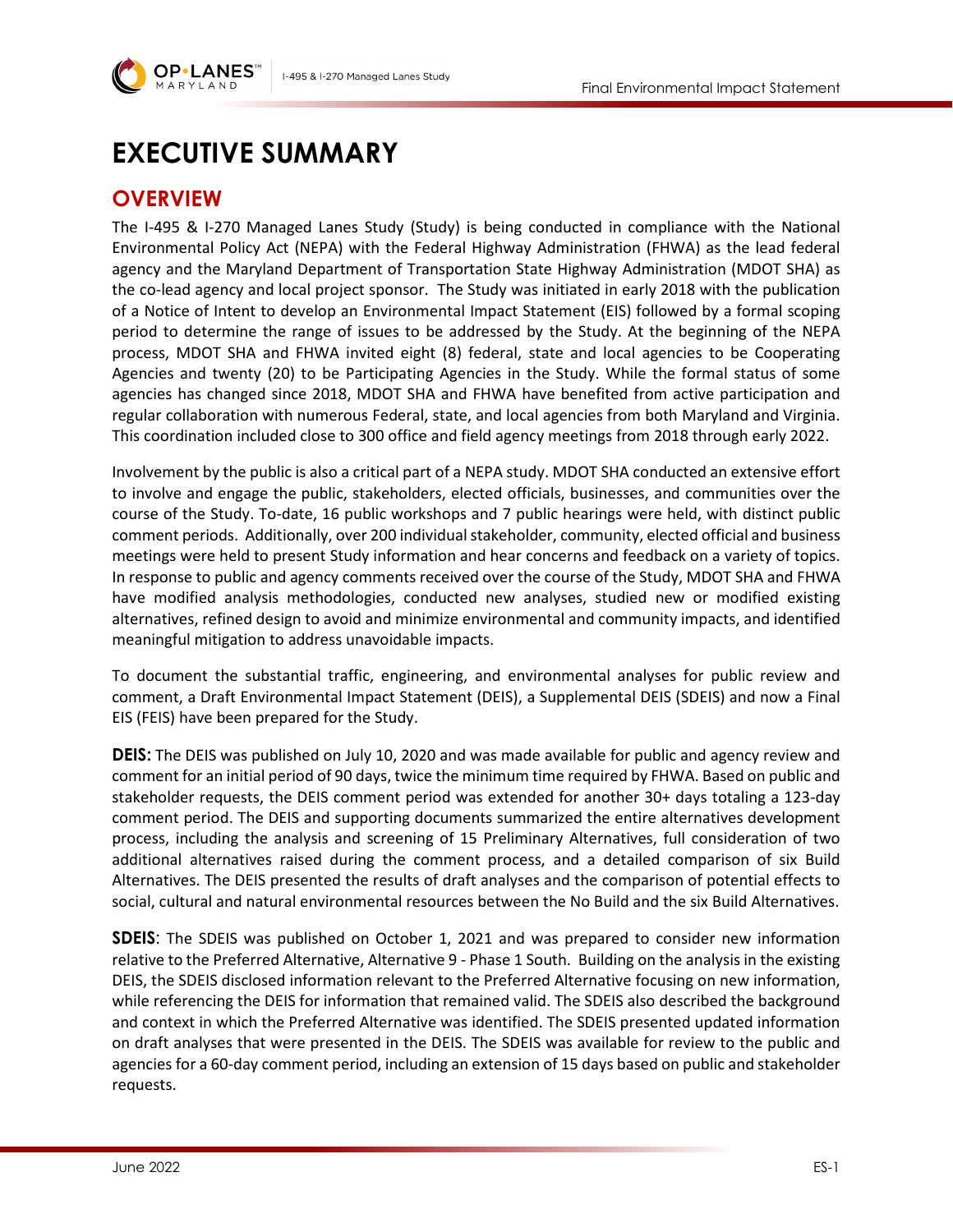# EXECUTIVE SUMMARY

## OVERVIEW

The I-495 & I-270 Managed Lanes Study (Study) is being conducted in compliance with the National Environmental Policy Act (NEPA) with the Federal Highway Administration (FHWA) as the lead federal agency and the Maryland Department of Transportation State Highway Administration (MDOT SHA) as the co-lead agency and local project sponsor. The Study was initiated in early 2018 with the publication of a Notice of Intent to develop an Environmental Impact Statement (EIS) followed by a formal scoping period to determine the range of issues to be addressed by the Study. At the beginning of the NEPA process, MDOT SHA and FHWA invited eight (8) federal, state and local agencies to be Cooperating Agencies and twenty (20) to be Participating Agencies in the Study. While the formal status of some agencies has changed since 2018, MDOT SHA and FHWA have benefited from active participation and regular collaboration with numerous Federal, state, and local agencies from both Maryland and Virginia. This coordination included close to 300 office and field agency meetings from 2018 through early 2022.

Involvement by the public is also a critical part of a NEPA study. MDOT SHA conducted an extensive effort to involve and engage the public, stakeholders, elected officials, businesses, and communities over the course of the Study. To-date, 16 public workshops and 7 public hearings were held, with distinct public comment periods. Additionally, over 200 individual stakeholder, community, elected official and business meetings were held to present Study information and hear concerns and feedback on a variety of topics. In response to public and agency comments received over the course of the Study, MDOT SHA and FHWA have modified analysis methodologies, conducted new analyses, studied new or modified existing alternatives, refined design to avoid and minimize environmental and community impacts, and identified meaningful mitigation to address unavoidable impacts.

To document the substantial traffic, engineering, and environmental analyses for public review and comment, a Draft Environmental Impact Statement (DEIS), a Supplemental DEIS (SDEIS) and now a Final EIS (FEIS) have been prepared for the Study.

**DEIS:** The DEIS was published on July 10, 2020 and was made available for public and agency review and comment for an initial period of 90 days, twice the minimum time required by FHWA. Based on public and stakeholder requests, the DEIS comment period was extended for another 30+ days totaling a 123-day comment period. The DEIS and supporting documents summarized the entire alternatives development process, including the analysis and screening of 15 Preliminary Alternatives, full consideration of two additional alternatives raised during the comment process, and a detailed comparison of six Build Alternatives. The DEIS presented the results of draft analyses and the comparison of potential effects to social, cultural and natural environmental resources between the No Build and the six Build Alternatives.

**SDEIS**: The SDEIS was published on October 1, 2021 and was prepared to consider new information relative to the Preferred Alternative, Alternative 9 - Phase 1 South. Building on the analysis in the existing DEIS, the SDEIS disclosed information relevant to the Preferred Alternative focusing on new information, while referencing the DEIS for information that remained valid. The SDEIS also described the background and context in which the Preferred Alternative was identified. The SDEIS presented updated information on draft analyses that were presented in the DEIS. The SDEIS was available for review to the public and agencies for a 60-day comment period, including an extension of 15 days based on public and stakeholder requests.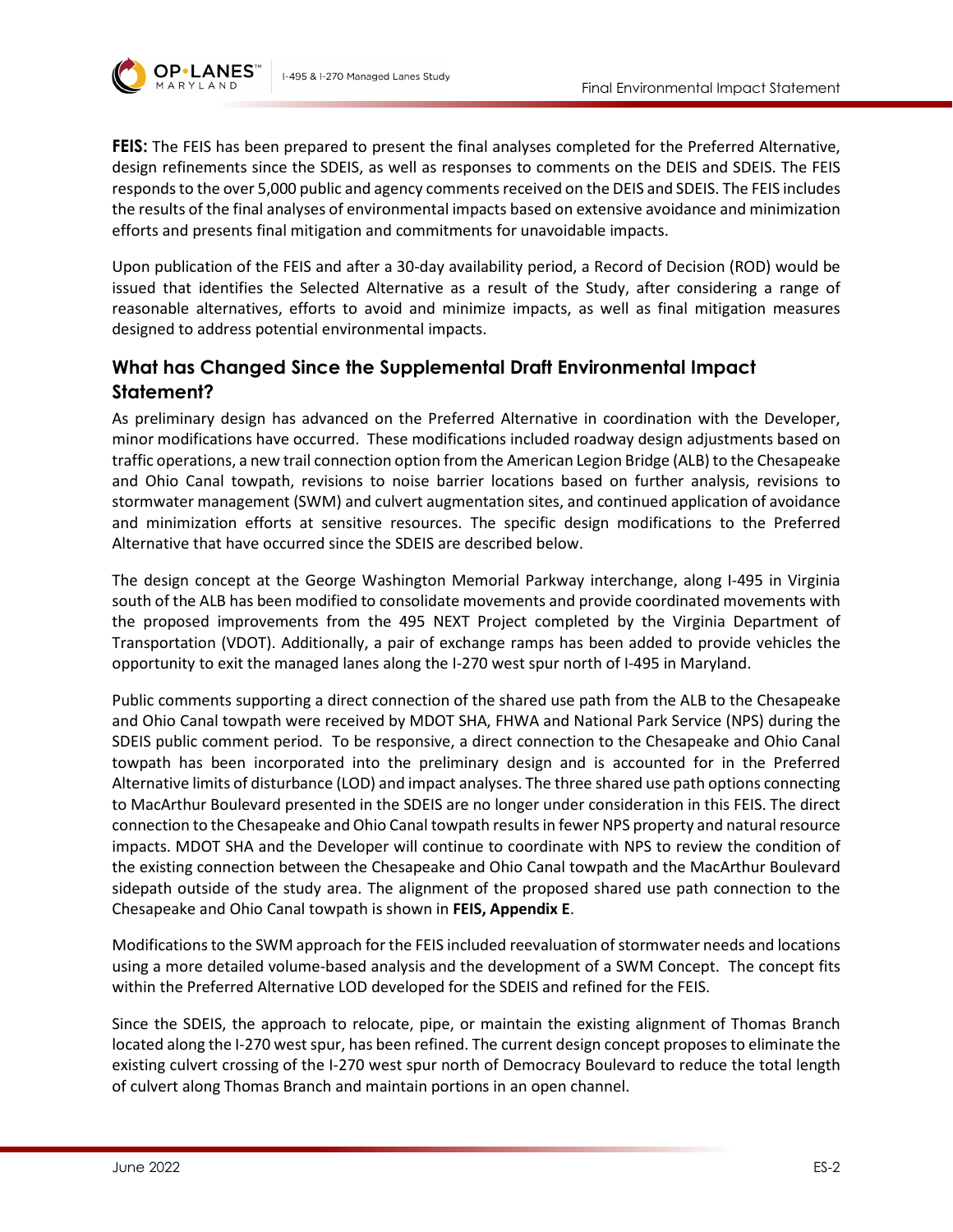**FEIS:** The FEIS has been prepared to present the final analyses completed for the Preferred Alternative, design refinements since the SDEIS, as well as responses to comments on the DEIS and SDEIS. The FEIS responds to the over 5,000 public and agency comments received on the DEIS and SDEIS. The FEIS includes the results of the final analyses of environmental impacts based on extensive avoidance and minimization efforts and presents final mitigation and commitments for unavoidable impacts.

Upon publication of the FEIS and after a 30-day availability period, a Record of Decision (ROD) would be issued that identifies the Selected Alternative as a result of the Study, after considering a range of reasonable alternatives, efforts to avoid and minimize impacts, as well as final mitigation measures designed to address potential environmental impacts.

## What has Changed Since the Supplemental Draft Environmental Impact Statement?

As preliminary design has advanced on the Preferred Alternative in coordination with the Developer, minor modifications have occurred. These modifications included roadway design adjustments based on traffic operations, a new trail connection option from the American Legion Bridge (ALB) to the Chesapeake and Ohio Canal towpath, revisions to noise barrier locations based on further analysis, revisions to stormwater management (SWM) and culvert augmentation sites, and continued application of avoidance and minimization efforts at sensitive resources. The specific design modifications to the Preferred Alternative that have occurred since the SDEIS are described below.

The design concept at the George Washington Memorial Parkway interchange, along I-495 in Virginia south of the ALB has been modified to consolidate movements and provide coordinated movements with the proposed improvements from the 495 NEXT Project completed by the Virginia Department of Transportation (VDOT). Additionally, a pair of exchange ramps has been added to provide vehicles the opportunity to exit the managed lanes along the I-270 west spur north of I-495 in Maryland.

Public comments supporting a direct connection of the shared use path from the ALB to the Chesapeake and Ohio Canal towpath were received by MDOT SHA, FHWA and National Park Service (NPS) during the SDEIS public comment period. To be responsive, a direct connection to the Chesapeake and Ohio Canal towpath has been incorporated into the preliminary design and is accounted for in the Preferred Alternative limits of disturbance (LOD) and impact analyses. The three shared use path options connecting to MacArthur Boulevard presented in the SDEIS are no longer under consideration in this FEIS. The direct connection to the Chesapeake and Ohio Canal towpath results in fewer NPS property and natural resource impacts. MDOT SHA and the Developer will continue to coordinate with NPS to review the condition of the existing connection between the Chesapeake and Ohio Canal towpath and the MacArthur Boulevard sidepath outside of the study area. The alignment of the proposed shared use path connection to the Chesapeake and Ohio Canal towpath is shown in **FEIS, Appendix E**.

Modifications to the SWM approach for the FEIS included reevaluation of stormwater needs and locations using a more detailed volume-based analysis and the development of a SWM Concept. The concept fits within the Preferred Alternative LOD developed for the SDEIS and refined for the FEIS.

Since the SDEIS, the approach to relocate, pipe, or maintain the existing alignment of Thomas Branch located along the I-270 west spur, has been refined. The current design concept proposes to eliminate the existing culvert crossing of the I-270 west spur north of Democracy Boulevard to reduce the total length of culvert along Thomas Branch and maintain portions in an open channel.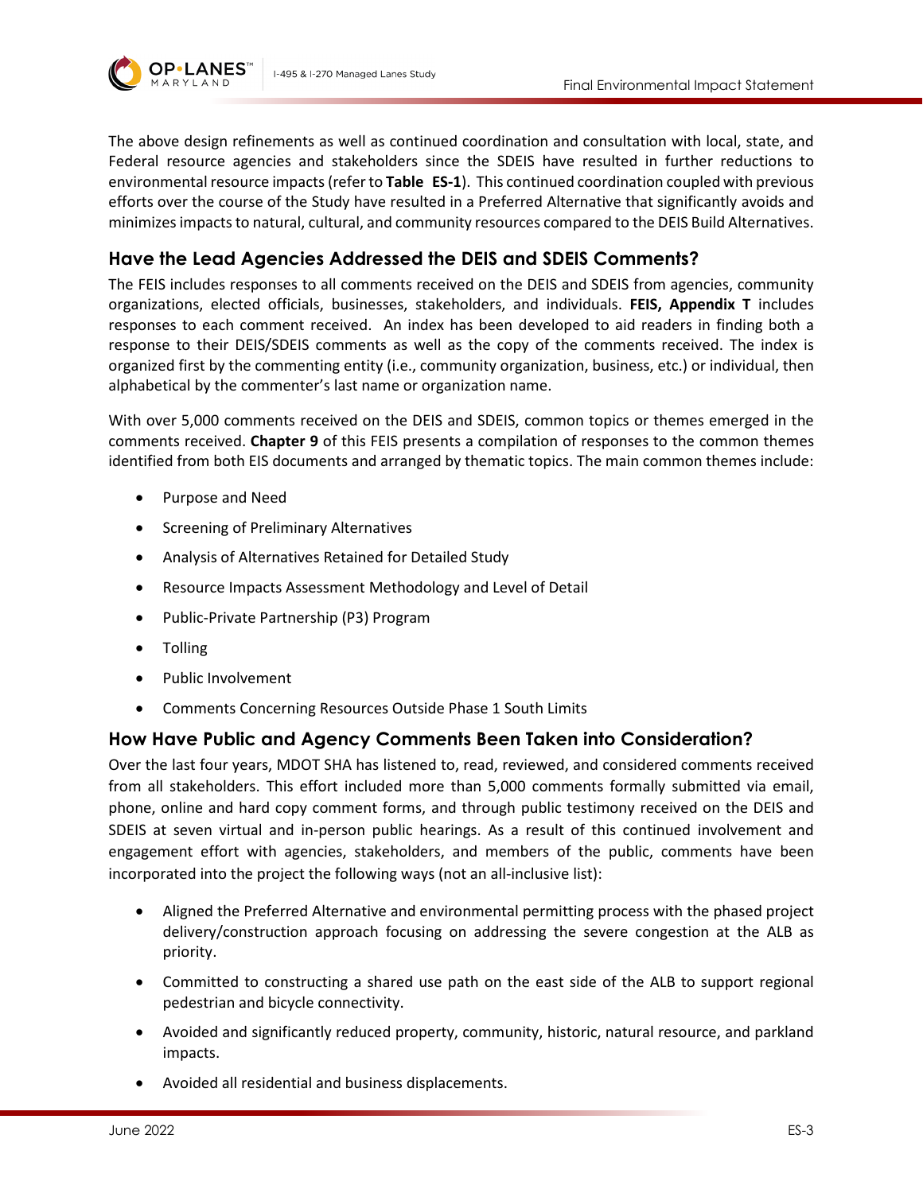The above design refinements as well as continued coordination and consultation with local, state, and Federal resource agencies and stakeholders since the SDEIS have resulted in further reductions to environmental resource impacts (refer to **Table ES-1**). This continued coordination coupled with previous efforts over the course of the Study have resulted in a Preferred Alternative that significantly avoids and minimizes impacts to natural, cultural, and community resources compared to the DEIS Build Alternatives.

## Have the Lead Agencies Addressed the DEIS and SDEIS Comments?

The FEIS includes responses to all comments received on the DEIS and SDEIS from agencies, community organizations, elected officials, businesses, stakeholders, and individuals. **FEIS, Appendix T** includes responses to each comment received. An index has been developed to aid readers in finding both a response to their DEIS/SDEIS comments as well as the copy of the comments received. The index is organized first by the commenting entity (i.e., community organization, business, etc.) or individual, then alphabetical by the commenter's last name or organization name.

With over 5,000 comments received on the DEIS and SDEIS, common topics or themes emerged in the comments received. **Chapter 9** of this FEIS presents a compilation of responses to the common themes identified from both EIS documents and arranged by thematic topics. The main common themes include:

- Purpose and Need
- Screening of Preliminary Alternatives
- Analysis of Alternatives Retained for Detailed Study
- Resource Impacts Assessment Methodology and Level of Detail
- Public-Private Partnership (P3) Program
- Tolling
- Public Involvement
- Comments Concerning Resources Outside Phase 1 South Limits

## How Have Public and Agency Comments Been Taken into Consideration?

Over the last four years, MDOT SHA has listened to, read, reviewed, and considered comments received from all stakeholders. This effort included more than 5,000 comments formally submitted via email, phone, online and hard copy comment forms, and through public testimony received on the DEIS and SDEIS at seven virtual and in-person public hearings. As a result of this continued involvement and engagement effort with agencies, stakeholders, and members of the public, comments have been incorporated into the project the following ways (not an all-inclusive list):

- Aligned the Preferred Alternative and environmental permitting process with the phased project delivery/construction approach focusing on addressing the severe congestion at the ALB as priority.
- Committed to constructing a shared use path on the east side of the ALB to support regional pedestrian and bicycle connectivity.
- Avoided and significantly reduced property, community, historic, natural resource, and parkland impacts.
- Avoided all residential and business displacements.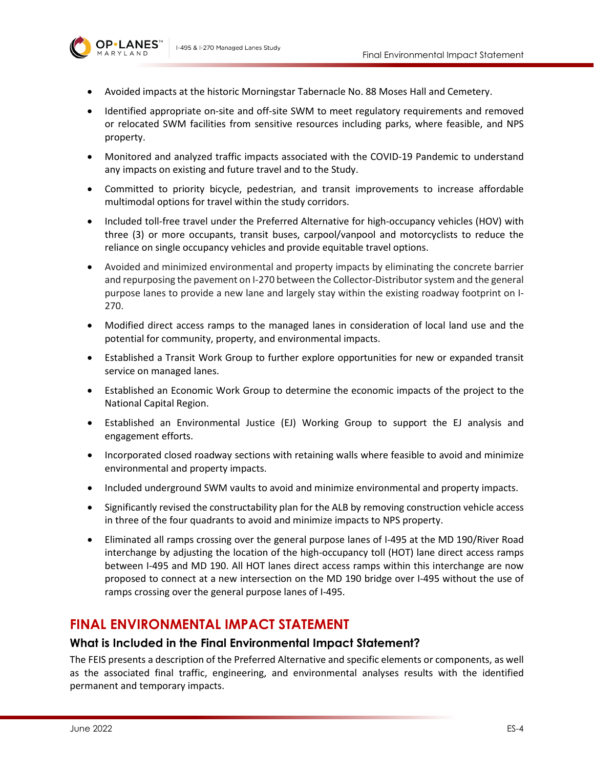- Avoided impacts at the historic Morningstar Tabernacle No. 88 Moses Hall and Cemetery.
- Identified appropriate on-site and off-site SWM to meet regulatory requirements and removed or relocated SWM facilities from sensitive resources including parks, where feasible, and NPS property.
- Monitored and analyzed traffic impacts associated with the COVID-19 Pandemic to understand any impacts on existing and future travel and to the Study.
- Committed to priority bicycle, pedestrian, and transit improvements to increase affordable multimodal options for travel within the study corridors.
- Included toll-free travel under the Preferred Alternative for high-occupancy vehicles (HOV) with three (3) or more occupants, transit buses, carpool/vanpool and motorcyclists to reduce the reliance on single occupancy vehicles and provide equitable travel options.
- Avoided and minimized environmental and property impacts by eliminating the concrete barrier and repurposing the pavement on I-270 between the Collector-Distributor system and the general purpose lanes to provide a new lane and largely stay within the existing roadway footprint on I-270.
- Modified direct access ramps to the managed lanes in consideration of local land use and the potential for community, property, and environmental impacts.
- Established a Transit Work Group to further explore opportunities for new or expanded transit service on managed lanes.
- Established an Economic Work Group to determine the economic impacts of the project to the National Capital Region.
- Established an Environmental Justice (EJ) Working Group to support the EJ analysis and engagement efforts.
- Incorporated closed roadway sections with retaining walls where feasible to avoid and minimize environmental and property impacts.
- Included underground SWM vaults to avoid and minimize environmental and property impacts.
- Significantly revised the constructability plan for the ALB by removing construction vehicle access in three of the four quadrants to avoid and minimize impacts to NPS property.
- Eliminated all ramps crossing over the general purpose lanes of I-495 at the MD 190/River Road interchange by adjusting the location of the high-occupancy toll (HOT) lane direct access ramps between I-495 and MD 190. All HOT lanes direct access ramps within this interchange are now proposed to connect at a new intersection on the MD 190 bridge over I-495 without the use of ramps crossing over the general purpose lanes of I-495.

## FINAL ENVIRONMENTAL IMPACT STATEMENT

### What is Included in the Final Environmental Impact Statement?

The FEIS presents a description of the Preferred Alternative and specific elements or components, as well as the associated final traffic, engineering, and environmental analyses results with the identified permanent and temporary impacts.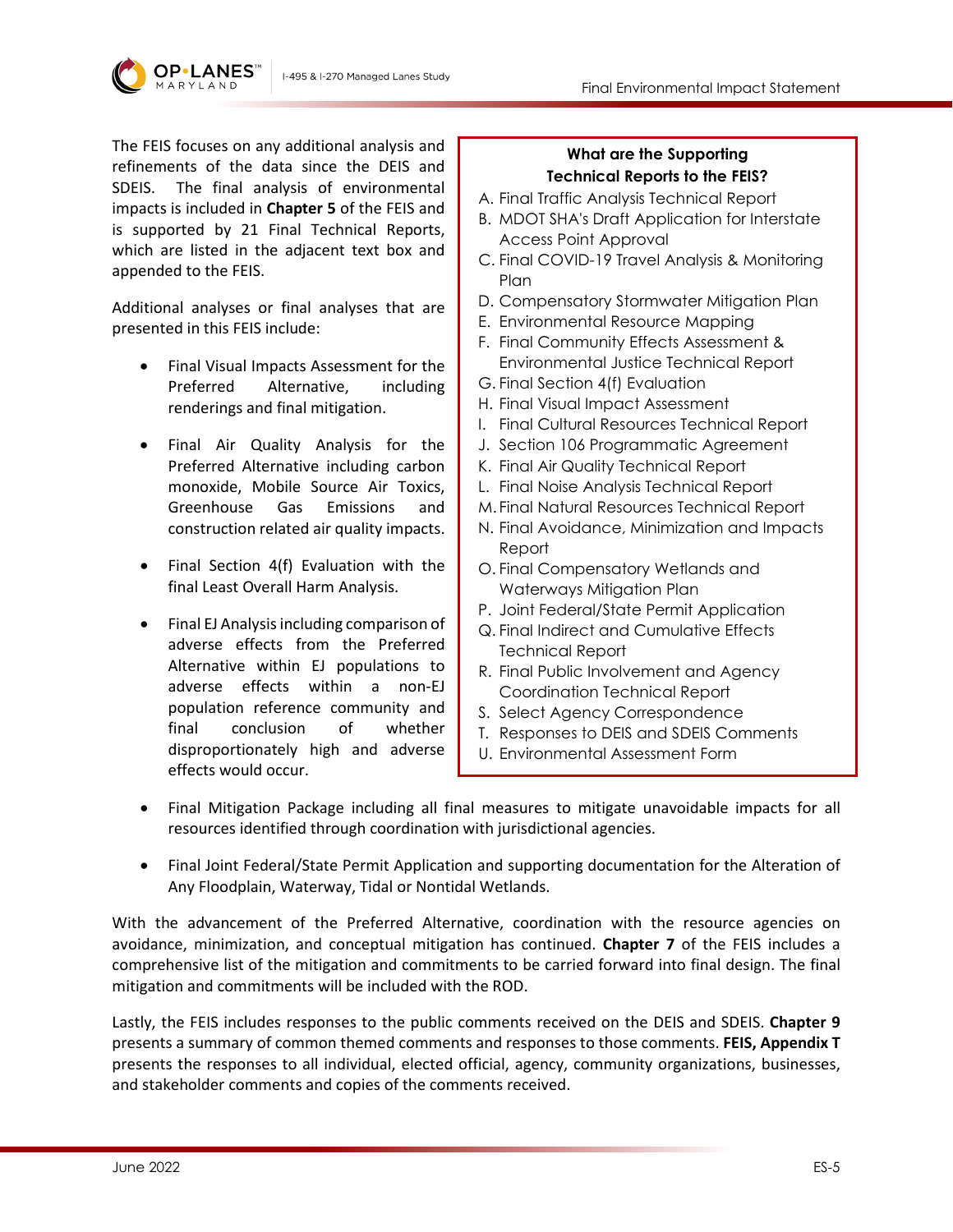The FEIS focuses on any additional analysis and refinements of the data since the DEIS and SDEIS. The final analysis of environmental impacts is included in **Chapter 5** of the FEIS and is supported by 21 Final Technical Reports, which are listed in the adjacent text box and appended to the FEIS.

Additional analyses or final analyses that are presented in this FEIS include:

- Final Visual Impacts Assessment for the Preferred Alternative, including renderings and final mitigation.
- Final Air Quality Analysis for the Preferred Alternative including carbon monoxide, Mobile Source Air Toxics, Greenhouse Gas Emissions and construction related air quality impacts.
- Final Section 4(f) Evaluation with the final Least Overall Harm Analysis.
- Final EJ Analysis including comparison of adverse effects from the Preferred Alternative within EJ populations to adverse effects within a non-EJ population reference community and final conclusion of whether disproportionately high and adverse effects would occur.
- Final Mitigation Package including all final measures to mitigate unavoidable impacts for all resources identified through coordination with jurisdictional agencies.
- Final Joint Federal/State Permit Application and supporting documentation for the Alteration of Any Floodplain, Waterway, Tidal or Nontidal Wetlands.

**What are the Supporting Technical Reports to the FEIS?**

A. Final Traffic Analysis Technical Report
B. MDOT SHA's Draft Application for Interstate Access Point Approval
C. Final COVID-19 Travel Analysis & Monitoring Plan
D. Compensatory Stormwater Mitigation Plan
E. Environmental Resource Mapping
F. Final Community Effects Assessment & Environmental Justice Technical Report
G. Final Section 4(f) Evaluation
H. Final Visual Impact Assessment
I. Final Cultural Resources Technical Report
J. Section 106 Programmatic Agreement
K. Final Air Quality Technical Report
L. Final Noise Analysis Technical Report
M. Final Natural Resources Technical Report
N. Final Avoidance, Minimization and Impacts Report
O. Final Compensatory Wetlands and Waterways Mitigation Plan
P. Joint Federal/State Permit Application
Q. Final Indirect and Cumulative Effects Technical Report
R. Final Public Involvement and Agency Coordination Technical Report
S. Select Agency Correspondence
T. Responses to DEIS and SDEIS Comments
U. Environmental Assessment Form

With the advancement of the Preferred Alternative, coordination with the resource agencies on avoidance, minimization, and conceptual mitigation has continued. **Chapter 7** of the FEIS includes a comprehensive list of the mitigation and commitments to be carried forward into final design. The final mitigation and commitments will be included with the ROD.

Lastly, the FEIS includes responses to the public comments received on the DEIS and SDEIS. **Chapter 9** presents a summary of common themed comments and responses to those comments. **FEIS, Appendix T** presents the responses to all individual, elected official, agency, community organizations, businesses, and stakeholder comments and copies of the comments received.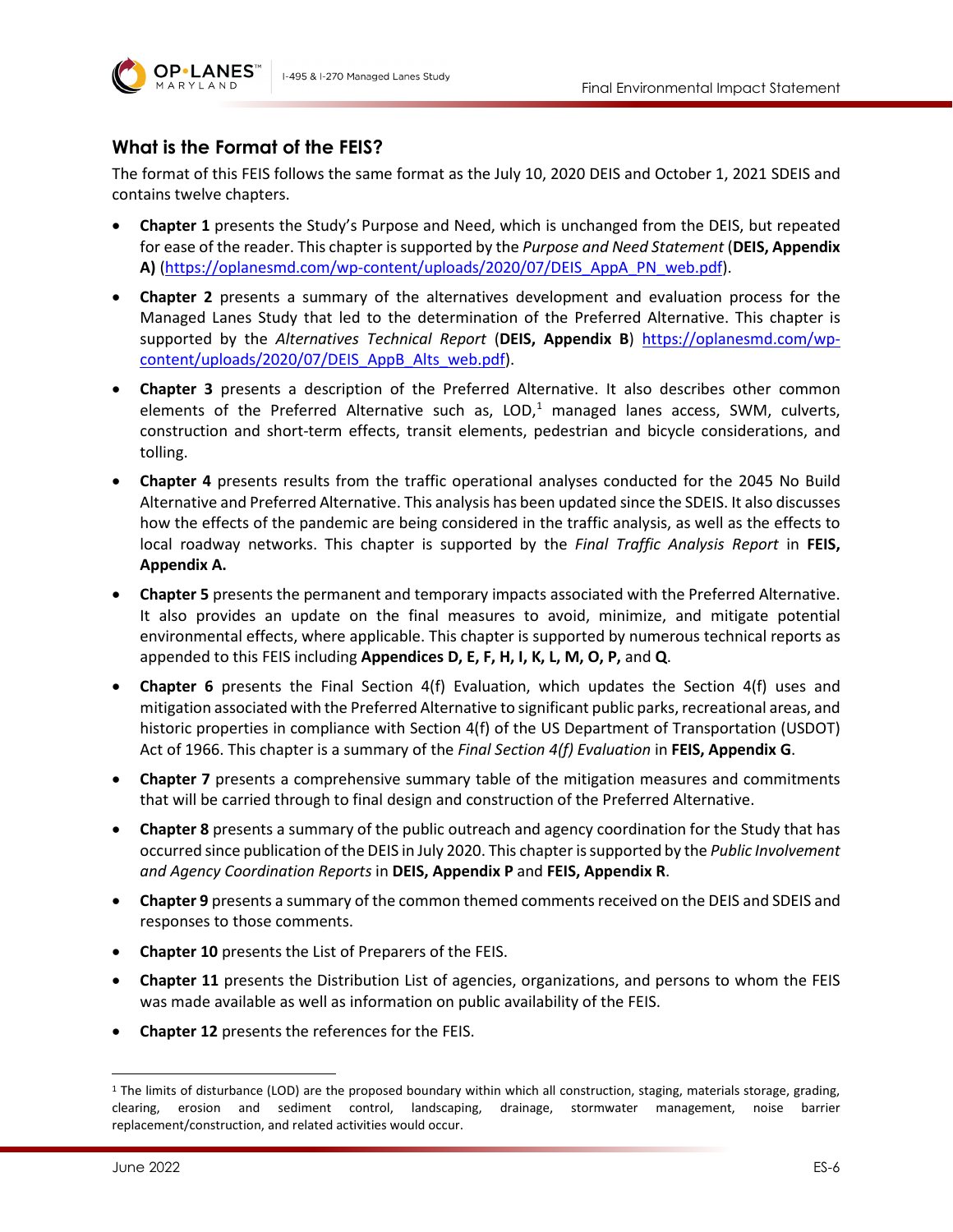### What is the Format of the FEIS?

The format of this FEIS follows the same format as the July 10, 2020 DEIS and October 1, 2021 SDEIS and contains twelve chapters.

- **Chapter 1** presents the Study's Purpose and Need, which is unchanged from the DEIS, but repeated for ease of the reader. This chapter is supported by the *Purpose and Need Statement* (**DEIS, Appendix A)** (https://oplanesmd.com/wp-content/uploads/2020/07/DEIS_AppA_PN_web.pdf).
- **Chapter 2** presents a summary of the alternatives development and evaluation process for the Managed Lanes Study that led to the determination of the Preferred Alternative. This chapter is supported by the *Alternatives Technical Report* (**DEIS, Appendix B**) https://oplanesmd.com/wp-content/uploads/2020/07/DEIS_AppB_Alts_web.pdf).
- **Chapter 3** presents a description of the Preferred Alternative. It also describes other common elements of the Preferred Alternative such as, LOD,[1] managed lanes access, SWM, culverts, construction and short-term effects, transit elements, pedestrian and bicycle considerations, and tolling.
- **Chapter 4** presents results from the traffic operational analyses conducted for the 2045 No Build Alternative and Preferred Alternative. This analysis has been updated since the SDEIS. It also discusses how the effects of the pandemic are being considered in the traffic analysis, as well as the effects to local roadway networks. This chapter is supported by the *Final Traffic Analysis Report* in **FEIS, Appendix A.**
- **Chapter 5** presents the permanent and temporary impacts associated with the Preferred Alternative. It also provides an update on the final measures to avoid, minimize, and mitigate potential environmental effects, where applicable. This chapter is supported by numerous technical reports as appended to this FEIS including **Appendices D, E, F, H, I, K, L, M, O, P,** and **Q**.
- **Chapter 6** presents the Final Section 4(f) Evaluation, which updates the Section 4(f) uses and mitigation associated with the Preferred Alternative to significant public parks, recreational areas, and historic properties in compliance with Section 4(f) of the US Department of Transportation (USDOT) Act of 1966. This chapter is a summary of the *Final Section 4(f) Evaluation* in **FEIS, Appendix G**.
- **Chapter 7** presents a comprehensive summary table of the mitigation measures and commitments that will be carried through to final design and construction of the Preferred Alternative.
- **Chapter 8** presents a summary of the public outreach and agency coordination for the Study that has occurred since publication of the DEIS in July 2020. This chapter is supported by the *Public Involvement and Agency Coordination Reports* in **DEIS, Appendix P** and **FEIS, Appendix R**.
- **Chapter 9** presents a summary of the common themed comments received on the DEIS and SDEIS and responses to those comments.
- **Chapter 10** presents the List of Preparers of the FEIS.
- **Chapter 11** presents the Distribution List of agencies, organizations, and persons to whom the FEIS was made available as well as information on public availability of the FEIS.
- **Chapter 12** presents the references for the FEIS.

---

[1] The limits of disturbance (LOD) are the proposed boundary within which all construction, staging, materials storage, grading, clearing, erosion and sediment control, landscaping, drainage, stormwater management, noise barrier replacement/construction, and related activities would occur.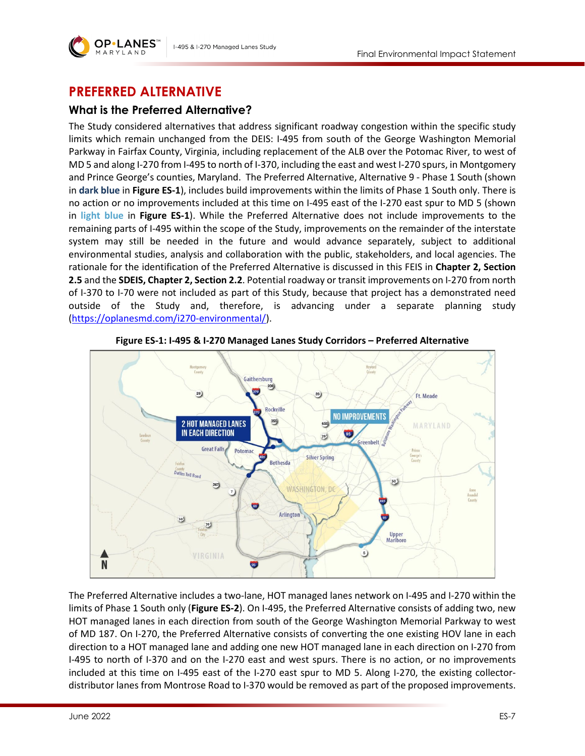# PREFERRED ALTERNATIVE

## What is the Preferred Alternative?

The Study considered alternatives that address significant roadway congestion within the specific study limits which remain unchanged from the DEIS: I-495 from south of the George Washington Memorial Parkway in Fairfax County, Virginia, including replacement of the ALB over the Potomac River, to west of MD 5 and along I-270 from I-495 to north of I-370, including the east and west I-270 spurs, in Montgomery and Prince George's counties, Maryland. The Preferred Alternative, Alternative 9 - Phase 1 South (shown in **dark blue** in **Figure ES-1**), includes build improvements within the limits of Phase 1 South only. There is no action or no improvements included at this time on I-495 east of the I-270 east spur to MD 5 (shown in **light blue** in **Figure ES-1**). While the Preferred Alternative does not include improvements to the remaining parts of I-495 within the scope of the Study, improvements on the remainder of the interstate system may still be needed in the future and would advance separately, subject to additional environmental studies, analysis and collaboration with the public, stakeholders, and local agencies. The rationale for the identification of the Preferred Alternative is discussed in this FEIS in **Chapter 2, Section 2.5** and the **SDEIS, Chapter 2, Section 2.2**. Potential roadway or transit improvements on I-270 from north of I-370 to I-70 were not included as part of this Study, because that project has a demonstrated need outside of the Study and, therefore, is advancing under a separate planning study (https://oplanesmd.com/i270-environmental/).

**Figure ES-1: I-495 & I-270 Managed Lanes Study Corridors – Preferred Alternative**

The Preferred Alternative includes a two-lane, HOT managed lanes network on I-495 and I-270 within the limits of Phase 1 South only (**Figure ES-2**). On I-495, the Preferred Alternative consists of adding two, new HOT managed lanes in each direction from south of the George Washington Memorial Parkway to west of MD 187. On I-270, the Preferred Alternative consists of converting the one existing HOV lane in each direction to a HOT managed lane and adding one new HOT managed lane in each direction on I-270 from I-495 to north of I-370 and on the I-270 east and west spurs. There is no action, or no improvements included at this time on I-495 east of the I-270 east spur to MD 5. Along I-270, the existing collector-distributor lanes from Montrose Road to I-370 would be removed as part of the proposed improvements.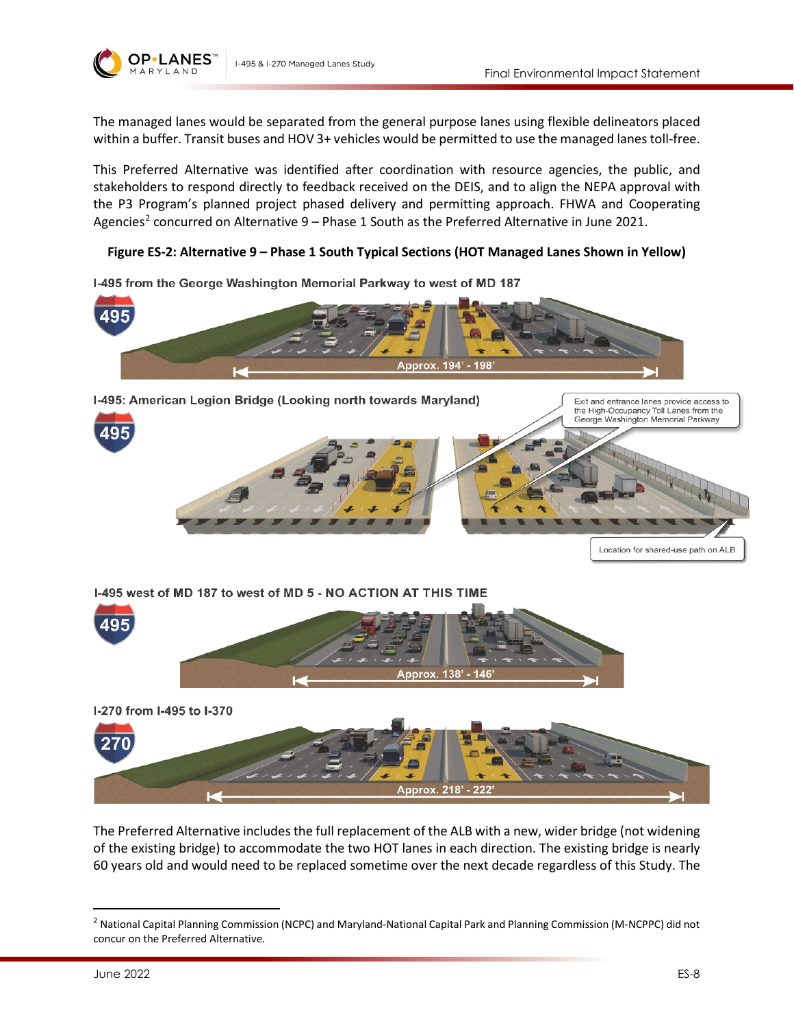The managed lanes would be separated from the general purpose lanes using flexible delineators placed within a buffer. Transit buses and HOV 3+ vehicles would be permitted to use the managed lanes toll-free.

This Preferred Alternative was identified after coordination with resource agencies, the public, and stakeholders to respond directly to feedback received on the DEIS, and to align the NEPA approval with the P3 Program's planned project phased delivery and permitting approach. FHWA and Cooperating Agencies[2] concurred on Alternative 9 – Phase 1 South as the Preferred Alternative in June 2021.

**Figure ES-2: Alternative 9 – Phase 1 South Typical Sections (HOT Managed Lanes Shown in Yellow)**

I-495 from the George Washington Memorial Parkway to west of MD 187

Approx. 194' - 198'

I-495: American Legion Bridge (Looking north towards Maryland)

Exit and entrance lanes provide access to the High-Occupancy Toll Lanes from the George Washington Memorial Parkway

Location for shared-use path on ALB

I-495 west of MD 187 to west of MD 5 - NO ACTION AT THIS TIME

Approx. 138' - 146'

I-270 from I-495 to I-370

Approx. 218' - 222'

The Preferred Alternative includes the full replacement of the ALB with a new, wider bridge (not widening of the existing bridge) to accommodate the two HOT lanes in each direction. The existing bridge is nearly 60 years old and would need to be replaced sometime over the next decade regardless of this Study. The

[2] National Capital Planning Commission (NCPC) and Maryland-National Capital Park and Planning Commission (M-NCPPC) did not concur on the Preferred Alternative.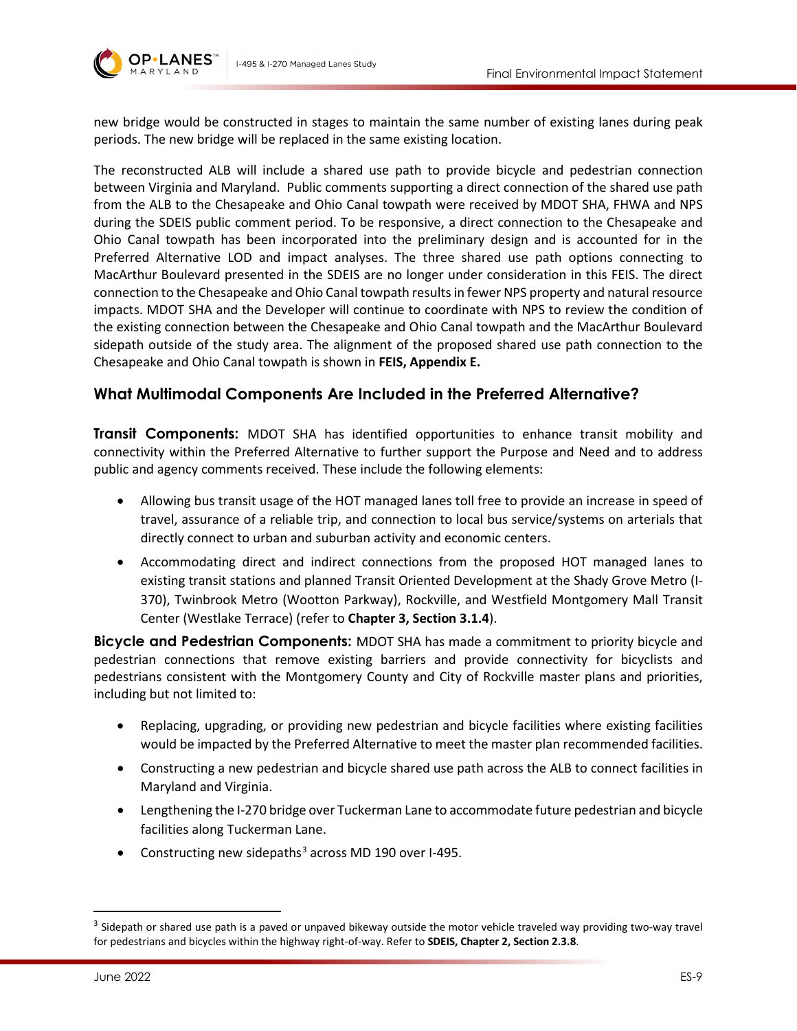new bridge would be constructed in stages to maintain the same number of existing lanes during peak periods. The new bridge will be replaced in the same existing location.

The reconstructed ALB will include a shared use path to provide bicycle and pedestrian connection between Virginia and Maryland. Public comments supporting a direct connection of the shared use path from the ALB to the Chesapeake and Ohio Canal towpath were received by MDOT SHA, FHWA and NPS during the SDEIS public comment period. To be responsive, a direct connection to the Chesapeake and Ohio Canal towpath has been incorporated into the preliminary design and is accounted for in the Preferred Alternative LOD and impact analyses. The three shared use path options connecting to MacArthur Boulevard presented in the SDEIS are no longer under consideration in this FEIS. The direct connection to the Chesapeake and Ohio Canal towpath results in fewer NPS property and natural resource impacts. MDOT SHA and the Developer will continue to coordinate with NPS to review the condition of the existing connection between the Chesapeake and Ohio Canal towpath and the MacArthur Boulevard sidepath outside of the study area. The alignment of the proposed shared use path connection to the Chesapeake and Ohio Canal towpath is shown in **FEIS, Appendix E.**

## What Multimodal Components Are Included in the Preferred Alternative?

**Transit Components:** MDOT SHA has identified opportunities to enhance transit mobility and connectivity within the Preferred Alternative to further support the Purpose and Need and to address public and agency comments received. These include the following elements:

- Allowing bus transit usage of the HOT managed lanes toll free to provide an increase in speed of travel, assurance of a reliable trip, and connection to local bus service/systems on arterials that directly connect to urban and suburban activity and economic centers.
- Accommodating direct and indirect connections from the proposed HOT managed lanes to existing transit stations and planned Transit Oriented Development at the Shady Grove Metro (I-370), Twinbrook Metro (Wootton Parkway), Rockville, and Westfield Montgomery Mall Transit Center (Westlake Terrace) (refer to **Chapter 3, Section 3.1.4**).

**Bicycle and Pedestrian Components:** MDOT SHA has made a commitment to priority bicycle and pedestrian connections that remove existing barriers and provide connectivity for bicyclists and pedestrians consistent with the Montgomery County and City of Rockville master plans and priorities, including but not limited to:

- Replacing, upgrading, or providing new pedestrian and bicycle facilities where existing facilities would be impacted by the Preferred Alternative to meet the master plan recommended facilities.
- Constructing a new pedestrian and bicycle shared use path across the ALB to connect facilities in Maryland and Virginia.
- Lengthening the I-270 bridge over Tuckerman Lane to accommodate future pedestrian and bicycle facilities along Tuckerman Lane.
- Constructing new sidepaths[3] across MD 190 over I-495.

[3] Sidepath or shared use path is a paved or unpaved bikeway outside the motor vehicle traveled way providing two-way travel for pedestrians and bicycles within the highway right-of-way. Refer to **SDEIS, Chapter 2, Section 2.3.8**.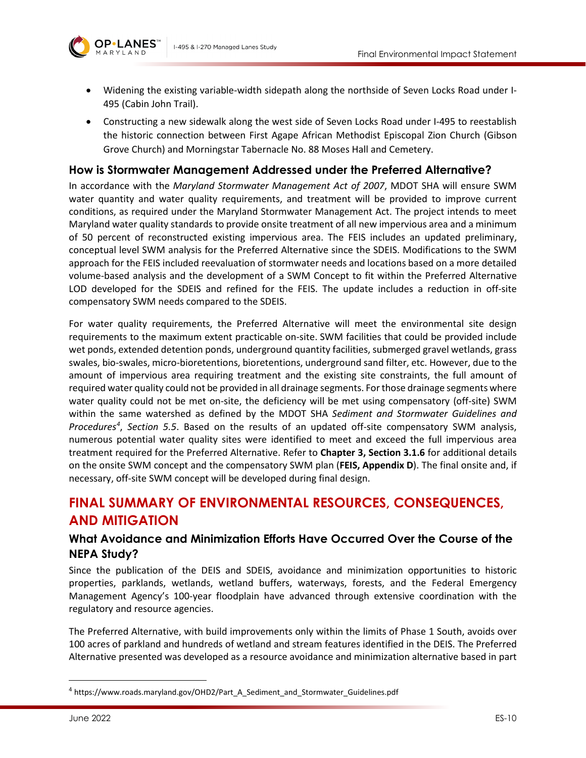- Widening the existing variable-width sidepath along the northside of Seven Locks Road under I-495 (Cabin John Trail).
- Constructing a new sidewalk along the west side of Seven Locks Road under I-495 to reestablish the historic connection between First Agape African Methodist Episcopal Zion Church (Gibson Grove Church) and Morningstar Tabernacle No. 88 Moses Hall and Cemetery.

### How is Stormwater Management Addressed under the Preferred Alternative?

In accordance with the *Maryland Stormwater Management Act of 2007*, MDOT SHA will ensure SWM water quantity and water quality requirements, and treatment will be provided to improve current conditions, as required under the Maryland Stormwater Management Act. The project intends to meet Maryland water quality standards to provide onsite treatment of all new impervious area and a minimum of 50 percent of reconstructed existing impervious area. The FEIS includes an updated preliminary, conceptual level SWM analysis for the Preferred Alternative since the SDEIS. Modifications to the SWM approach for the FEIS included reevaluation of stormwater needs and locations based on a more detailed volume-based analysis and the development of a SWM Concept to fit within the Preferred Alternative LOD developed for the SDEIS and refined for the FEIS. The update includes a reduction in off-site compensatory SWM needs compared to the SDEIS.

For water quality requirements, the Preferred Alternative will meet the environmental site design requirements to the maximum extent practicable on-site. SWM facilities that could be provided include wet ponds, extended detention ponds, underground quantity facilities, submerged gravel wetlands, grass swales, bio-swales, micro-bioretentions, bioretentions, underground sand filter, etc. However, due to the amount of impervious area requiring treatment and the existing site constraints, the full amount of required water quality could not be provided in all drainage segments. For those drainage segments where water quality could not be met on-site, the deficiency will be met using compensatory (off-site) SWM within the same watershed as defined by the MDOT SHA *Sediment and Stormwater Guidelines and Procedures*[4], *Section 5.5*. Based on the results of an updated off-site compensatory SWM analysis, numerous potential water quality sites were identified to meet and exceed the full impervious area treatment required for the Preferred Alternative. Refer to **Chapter 3, Section 3.1.6** for additional details on the onsite SWM concept and the compensatory SWM plan (**FEIS, Appendix D**). The final onsite and, if necessary, off-site SWM concept will be developed during final design.

## FINAL SUMMARY OF ENVIRONMENTAL RESOURCES, CONSEQUENCES, AND MITIGATION

### What Avoidance and Minimization Efforts Have Occurred Over the Course of the NEPA Study?

Since the publication of the DEIS and SDEIS, avoidance and minimization opportunities to historic properties, parklands, wetlands, wetland buffers, waterways, forests, and the Federal Emergency Management Agency's 100-year floodplain have advanced through extensive coordination with the regulatory and resource agencies.

The Preferred Alternative, with build improvements only within the limits of Phase 1 South, avoids over 100 acres of parkland and hundreds of wetland and stream features identified in the DEIS. The Preferred Alternative presented was developed as a resource avoidance and minimization alternative based in part

---

[4] https://www.roads.maryland.gov/OHD2/Part_A_Sediment_and_Stormwater_Guidelines.pdf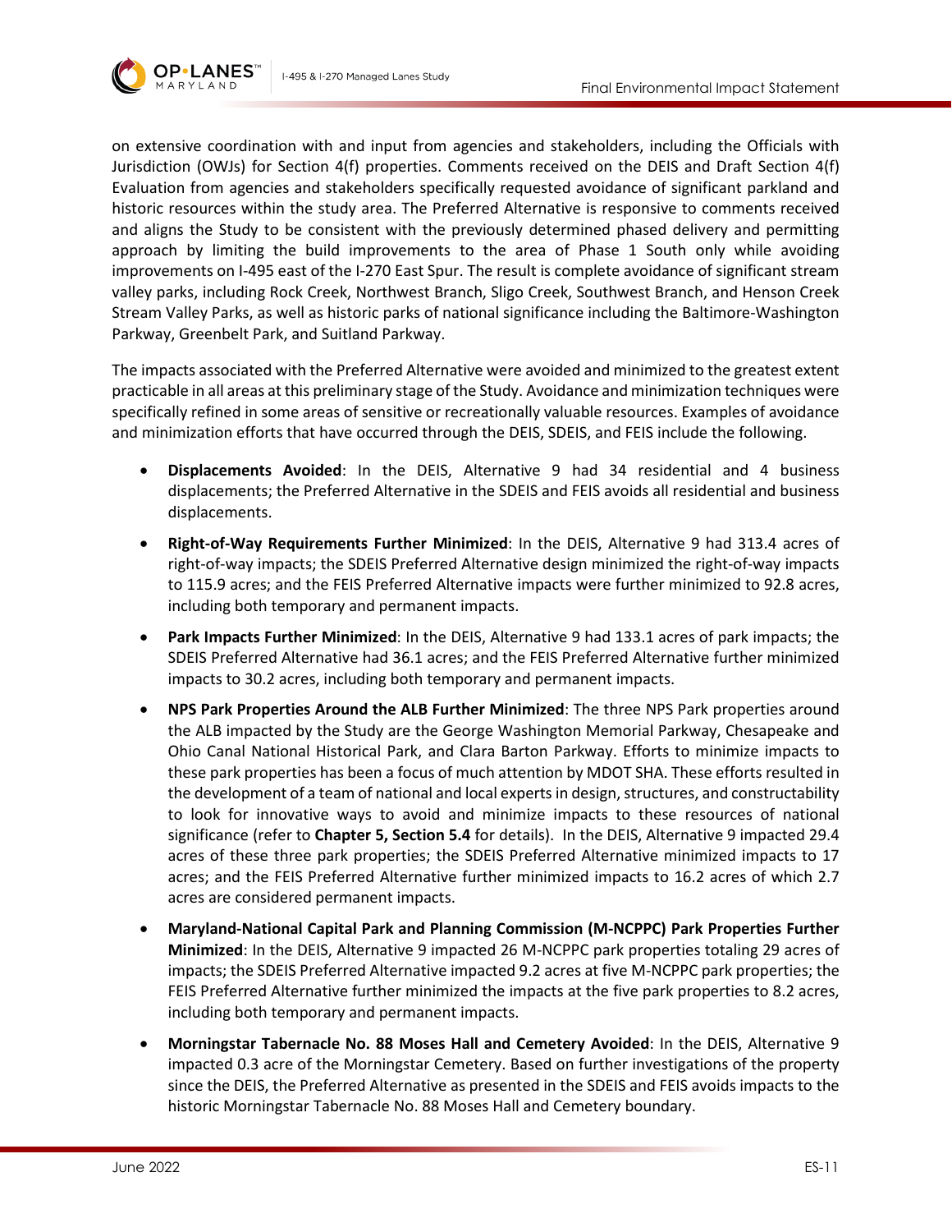on extensive coordination with and input from agencies and stakeholders, including the Officials with Jurisdiction (OWJs) for Section 4(f) properties. Comments received on the DEIS and Draft Section 4(f) Evaluation from agencies and stakeholders specifically requested avoidance of significant parkland and historic resources within the study area. The Preferred Alternative is responsive to comments received and aligns the Study to be consistent with the previously determined phased delivery and permitting approach by limiting the build improvements to the area of Phase 1 South only while avoiding improvements on I-495 east of the I-270 East Spur. The result is complete avoidance of significant stream valley parks, including Rock Creek, Northwest Branch, Sligo Creek, Southwest Branch, and Henson Creek Stream Valley Parks, as well as historic parks of national significance including the Baltimore-Washington Parkway, Greenbelt Park, and Suitland Parkway.

The impacts associated with the Preferred Alternative were avoided and minimized to the greatest extent practicable in all areas at this preliminary stage of the Study. Avoidance and minimization techniques were specifically refined in some areas of sensitive or recreationally valuable resources. Examples of avoidance and minimization efforts that have occurred through the DEIS, SDEIS, and FEIS include the following.

- **Displacements Avoided**: In the DEIS, Alternative 9 had 34 residential and 4 business displacements; the Preferred Alternative in the SDEIS and FEIS avoids all residential and business displacements.
- **Right-of-Way Requirements Further Minimized**: In the DEIS, Alternative 9 had 313.4 acres of right-of-way impacts; the SDEIS Preferred Alternative design minimized the right-of-way impacts to 115.9 acres; and the FEIS Preferred Alternative impacts were further minimized to 92.8 acres, including both temporary and permanent impacts.
- **Park Impacts Further Minimized**: In the DEIS, Alternative 9 had 133.1 acres of park impacts; the SDEIS Preferred Alternative had 36.1 acres; and the FEIS Preferred Alternative further minimized impacts to 30.2 acres, including both temporary and permanent impacts.
- **NPS Park Properties Around the ALB Further Minimized**: The three NPS Park properties around the ALB impacted by the Study are the George Washington Memorial Parkway, Chesapeake and Ohio Canal National Historical Park, and Clara Barton Parkway. Efforts to minimize impacts to these park properties has been a focus of much attention by MDOT SHA. These efforts resulted in the development of a team of national and local experts in design, structures, and constructability to look for innovative ways to avoid and minimize impacts to these resources of national significance (refer to **Chapter 5, Section 5.4** for details). In the DEIS, Alternative 9 impacted 29.4 acres of these three park properties; the SDEIS Preferred Alternative minimized impacts to 17 acres; and the FEIS Preferred Alternative further minimized impacts to 16.2 acres of which 2.7 acres are considered permanent impacts.
- **Maryland-National Capital Park and Planning Commission (M-NCPPC) Park Properties Further Minimized**: In the DEIS, Alternative 9 impacted 26 M-NCPPC park properties totaling 29 acres of impacts; the SDEIS Preferred Alternative impacted 9.2 acres at five M-NCPPC park properties; the FEIS Preferred Alternative further minimized the impacts at the five park properties to 8.2 acres, including both temporary and permanent impacts.
- **Morningstar Tabernacle No. 88 Moses Hall and Cemetery Avoided**: In the DEIS, Alternative 9 impacted 0.3 acre of the Morningstar Cemetery. Based on further investigations of the property since the DEIS, the Preferred Alternative as presented in the SDEIS and FEIS avoids impacts to the historic Morningstar Tabernacle No. 88 Moses Hall and Cemetery boundary.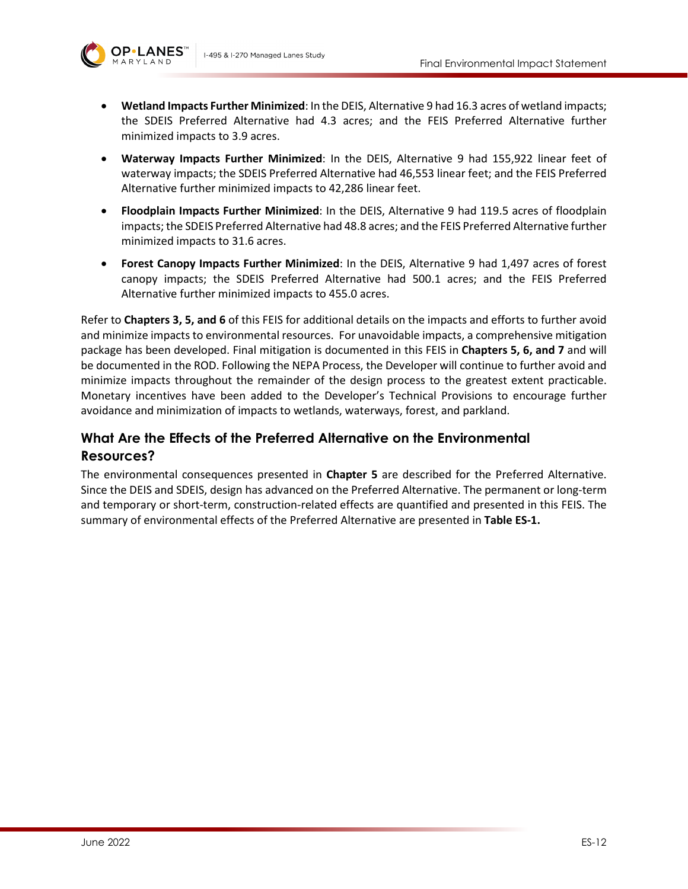- **Wetland Impacts Further Minimized**: In the DEIS, Alternative 9 had 16.3 acres of wetland impacts; the SDEIS Preferred Alternative had 4.3 acres; and the FEIS Preferred Alternative further minimized impacts to 3.9 acres.
- **Waterway Impacts Further Minimized**: In the DEIS, Alternative 9 had 155,922 linear feet of waterway impacts; the SDEIS Preferred Alternative had 46,553 linear feet; and the FEIS Preferred Alternative further minimized impacts to 42,286 linear feet.
- **Floodplain Impacts Further Minimized**: In the DEIS, Alternative 9 had 119.5 acres of floodplain impacts; the SDEIS Preferred Alternative had 48.8 acres; and the FEIS Preferred Alternative further minimized impacts to 31.6 acres.
- **Forest Canopy Impacts Further Minimized**: In the DEIS, Alternative 9 had 1,497 acres of forest canopy impacts; the SDEIS Preferred Alternative had 500.1 acres; and the FEIS Preferred Alternative further minimized impacts to 455.0 acres.

Refer to **Chapters 3, 5, and 6** of this FEIS for additional details on the impacts and efforts to further avoid and minimize impacts to environmental resources. For unavoidable impacts, a comprehensive mitigation package has been developed. Final mitigation is documented in this FEIS in **Chapters 5, 6, and 7** and will be documented in the ROD. Following the NEPA Process, the Developer will continue to further avoid and minimize impacts throughout the remainder of the design process to the greatest extent practicable. Monetary incentives have been added to the Developer's Technical Provisions to encourage further avoidance and minimization of impacts to wetlands, waterways, forest, and parkland.

## What Are the Effects of the Preferred Alternative on the Environmental Resources?

The environmental consequences presented in **Chapter 5** are described for the Preferred Alternative. Since the DEIS and SDEIS, design has advanced on the Preferred Alternative. The permanent or long-term and temporary or short-term, construction-related effects are quantified and presented in this FEIS. The summary of environmental effects of the Preferred Alternative are presented in **Table ES-1.**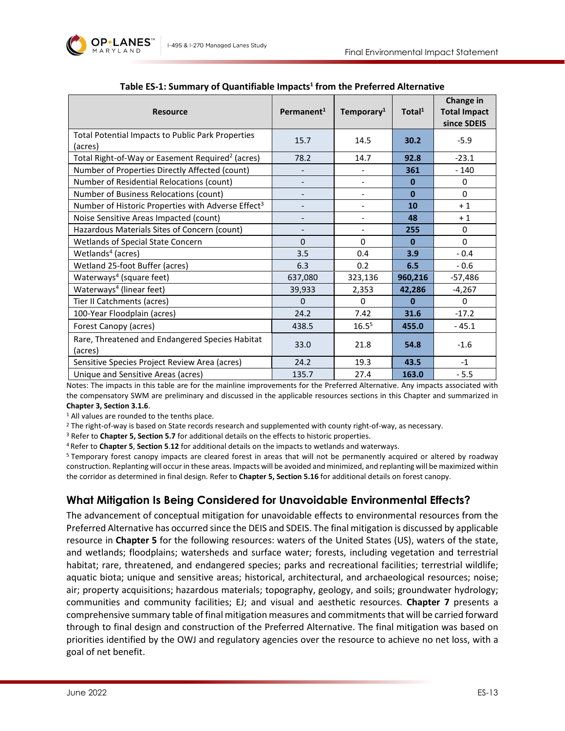**Table ES-1: Summary of Quantifiable Impacts[1] from the Preferred Alternative**

| Resource | Permanent[1] | Temporary[1] | Total[1] | Change in Total Impact since SDEIS |
|---|---|---|---|---|
| Total Potential Impacts to Public Park Properties (acres) | 15.7 | 14.5 | **30.2** | -5.9 |
| Total Right-of-Way or Easement Required[2] (acres) | 78.2 | 14.7 | **92.8** | -23.1 |
| Number of Properties Directly Affected (count) | - | - | **361** | - 140 |
| Number of Residential Relocations (count) | - | - | **0** | 0 |
| Number of Business Relocations (count) | - | - | **0** | 0 |
| Number of Historic Properties with Adverse Effect[3] | - | - | **10** | + 1 |
| Noise Sensitive Areas Impacted (count) | - | - | **48** | + 1 |
| Hazardous Materials Sites of Concern (count) | - | - | **255** | 0 |
| Wetlands of Special State Concern | 0 | 0 | **0** | 0 |
| Wetlands[4] (acres) | 3.5 | 0.4 | **3.9** | - 0.4 |
| Wetland 25-foot Buffer (acres) | 6.3 | 0.2 | **6.5** | - 0.6 |
| Waterways[4] (square feet) | 637,080 | 323,136 | **960,216** | -57,486 |
| Waterways[4] (linear feet) | 39,933 | 2,353 | **42,286** | -4,267 |
| Tier II Catchments (acres) | 0 | 0 | **0** | 0 |
| 100-Year Floodplain (acres) | 24.2 | 7.42 | **31.6** | -17.2 |
| Forest Canopy (acres) | 438.5 | 16.5[5] | **455.0** | - 45.1 |
| Rare, Threatened and Endangered Species Habitat (acres) | 33.0 | 21.8 | **54.8** | -1.6 |
| Sensitive Species Project Review Area (acres) | 24.2 | 19.3 | **43.5** | -1 |
| Unique and Sensitive Areas (acres) | 135.7 | 27.4 | **163.0** | - 5.5 |

Notes: The impacts in this table are for the mainline improvements for the Preferred Alternative. Any impacts associated with the compensatory SWM are preliminary and discussed in the applicable resources sections in this Chapter and summarized in **Chapter 3, Section 3.1.6**.

[1] All values are rounded to the tenths place.

[2] The right-of-way is based on State records research and supplemented with county right-of-way, as necessary.

[3] Refer to **Chapter 5, Section 5.7** for additional details on the effects to historic properties.

[4] Refer to **Chapter 5**, **Section 5.12** for additional details on the impacts to wetlands and waterways.

[5] Temporary forest canopy impacts are cleared forest in areas that will not be permanently acquired or altered by roadway construction. Replanting will occur in these areas. Impacts will be avoided and minimized, and replanting will be maximized within the corridor as determined in final design. Refer to **Chapter 5, Section 5.16** for additional details on forest canopy.

## What Mitigation Is Being Considered for Unavoidable Environmental Effects?

The advancement of conceptual mitigation for unavoidable effects to environmental resources from the Preferred Alternative has occurred since the DEIS and SDEIS. The final mitigation is discussed by applicable resource in **Chapter 5** for the following resources: waters of the United States (US), waters of the state, and wetlands; floodplains; watersheds and surface water; forests, including vegetation and terrestrial habitat; rare, threatened, and endangered species; parks and recreational facilities; terrestrial wildlife; aquatic biota; unique and sensitive areas; historical, architectural, and archaeological resources; noise; air; property acquisitions; hazardous materials; topography, geology, and soils; groundwater hydrology; communities and community facilities; EJ; and visual and aesthetic resources. **Chapter 7** presents a comprehensive summary table of final mitigation measures and commitments that will be carried forward through to final design and construction of the Preferred Alternative. The final mitigation was based on priorities identified by the OWJ and regulatory agencies over the resource to achieve no net loss, with a goal of net benefit.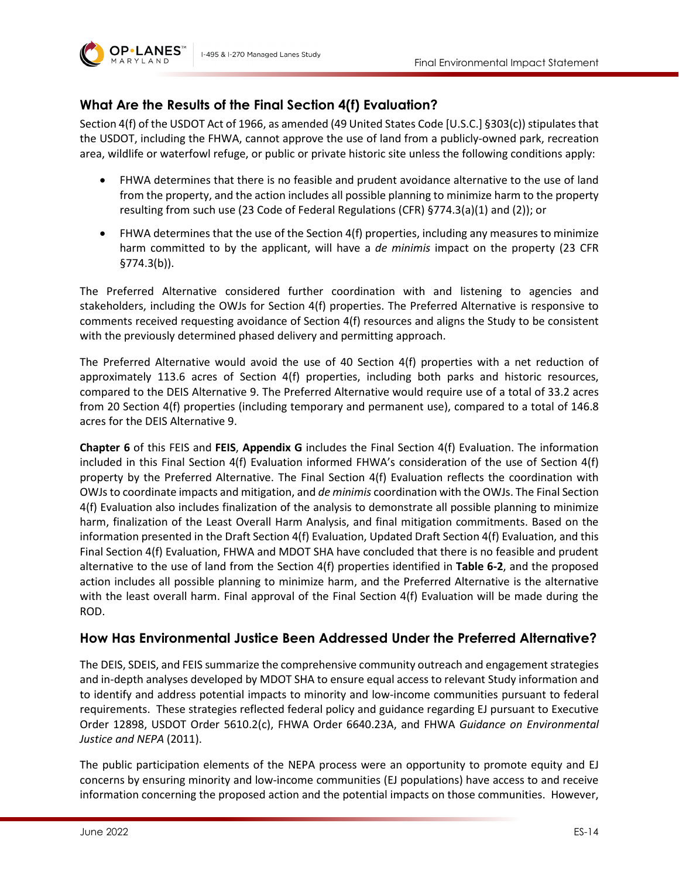## What Are the Results of the Final Section 4(f) Evaluation?

Section 4(f) of the USDOT Act of 1966, as amended (49 United States Code [U.S.C.] §303(c)) stipulates that the USDOT, including the FHWA, cannot approve the use of land from a publicly-owned park, recreation area, wildlife or waterfowl refuge, or public or private historic site unless the following conditions apply:

- FHWA determines that there is no feasible and prudent avoidance alternative to the use of land from the property, and the action includes all possible planning to minimize harm to the property resulting from such use (23 Code of Federal Regulations (CFR) §774.3(a)(1) and (2)); or
- FHWA determines that the use of the Section 4(f) properties, including any measures to minimize harm committed to by the applicant, will have a *de minimis* impact on the property (23 CFR §774.3(b)).

The Preferred Alternative considered further coordination with and listening to agencies and stakeholders, including the OWJs for Section 4(f) properties. The Preferred Alternative is responsive to comments received requesting avoidance of Section 4(f) resources and aligns the Study to be consistent with the previously determined phased delivery and permitting approach.

The Preferred Alternative would avoid the use of 40 Section 4(f) properties with a net reduction of approximately 113.6 acres of Section 4(f) properties, including both parks and historic resources, compared to the DEIS Alternative 9. The Preferred Alternative would require use of a total of 33.2 acres from 20 Section 4(f) properties (including temporary and permanent use), compared to a total of 146.8 acres for the DEIS Alternative 9.

**Chapter 6** of this FEIS and **FEIS**, **Appendix G** includes the Final Section 4(f) Evaluation. The information included in this Final Section 4(f) Evaluation informed FHWA's consideration of the use of Section 4(f) property by the Preferred Alternative. The Final Section 4(f) Evaluation reflects the coordination with OWJs to coordinate impacts and mitigation, and *de minimis* coordination with the OWJs. The Final Section 4(f) Evaluation also includes finalization of the analysis to demonstrate all possible planning to minimize harm, finalization of the Least Overall Harm Analysis, and final mitigation commitments. Based on the information presented in the Draft Section 4(f) Evaluation, Updated Draft Section 4(f) Evaluation, and this Final Section 4(f) Evaluation, FHWA and MDOT SHA have concluded that there is no feasible and prudent alternative to the use of land from the Section 4(f) properties identified in **Table 6-2**, and the proposed action includes all possible planning to minimize harm, and the Preferred Alternative is the alternative with the least overall harm. Final approval of the Final Section 4(f) Evaluation will be made during the ROD.

## How Has Environmental Justice Been Addressed Under the Preferred Alternative?

The DEIS, SDEIS, and FEIS summarize the comprehensive community outreach and engagement strategies and in-depth analyses developed by MDOT SHA to ensure equal access to relevant Study information and to identify and address potential impacts to minority and low-income communities pursuant to federal requirements. These strategies reflected federal policy and guidance regarding EJ pursuant to Executive Order 12898, USDOT Order 5610.2(c), FHWA Order 6640.23A, and FHWA *Guidance on Environmental Justice and NEPA* (2011).

The public participation elements of the NEPA process were an opportunity to promote equity and EJ concerns by ensuring minority and low-income communities (EJ populations) have access to and receive information concerning the proposed action and the potential impacts on those communities. However,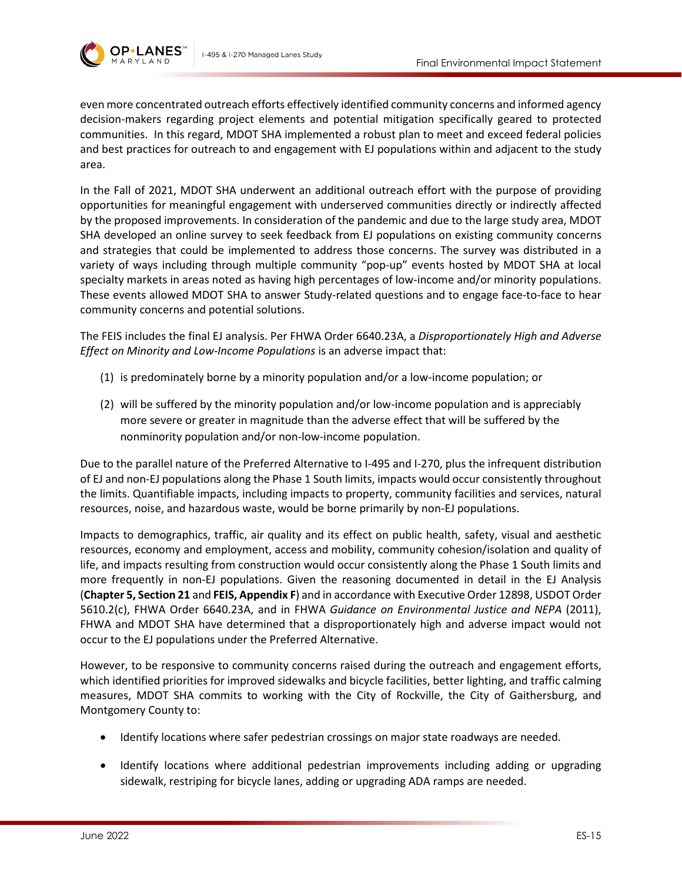even more concentrated outreach efforts effectively identified community concerns and informed agency decision-makers regarding project elements and potential mitigation specifically geared to protected communities. In this regard, MDOT SHA implemented a robust plan to meet and exceed federal policies and best practices for outreach to and engagement with EJ populations within and adjacent to the study area.

In the Fall of 2021, MDOT SHA underwent an additional outreach effort with the purpose of providing opportunities for meaningful engagement with underserved communities directly or indirectly affected by the proposed improvements. In consideration of the pandemic and due to the large study area, MDOT SHA developed an online survey to seek feedback from EJ populations on existing community concerns and strategies that could be implemented to address those concerns. The survey was distributed in a variety of ways including through multiple community "pop-up" events hosted by MDOT SHA at local specialty markets in areas noted as having high percentages of low-income and/or minority populations. These events allowed MDOT SHA to answer Study-related questions and to engage face-to-face to hear community concerns and potential solutions.

The FEIS includes the final EJ analysis. Per FHWA Order 6640.23A, a *Disproportionately High and Adverse Effect on Minority and Low-Income Populations* is an adverse impact that:

(1) is predominately borne by a minority population and/or a low-income population; or

(2) will be suffered by the minority population and/or low-income population and is appreciably more severe or greater in magnitude than the adverse effect that will be suffered by the nonminority population and/or non-low-income population.

Due to the parallel nature of the Preferred Alternative to I-495 and I-270, plus the infrequent distribution of EJ and non-EJ populations along the Phase 1 South limits, impacts would occur consistently throughout the limits. Quantifiable impacts, including impacts to property, community facilities and services, natural resources, noise, and hazardous waste, would be borne primarily by non-EJ populations.

Impacts to demographics, traffic, air quality and its effect on public health, safety, visual and aesthetic resources, economy and employment, access and mobility, community cohesion/isolation and quality of life, and impacts resulting from construction would occur consistently along the Phase 1 South limits and more frequently in non-EJ populations. Given the reasoning documented in detail in the EJ Analysis (**Chapter 5, Section 21** and **FEIS, Appendix F**) and in accordance with Executive Order 12898, USDOT Order 5610.2(c), FHWA Order 6640.23A, and in FHWA *Guidance on Environmental Justice and NEPA* (2011), FHWA and MDOT SHA have determined that a disproportionately high and adverse impact would not occur to the EJ populations under the Preferred Alternative.

However, to be responsive to community concerns raised during the outreach and engagement efforts, which identified priorities for improved sidewalks and bicycle facilities, better lighting, and traffic calming measures, MDOT SHA commits to working with the City of Rockville, the City of Gaithersburg, and Montgomery County to:

- Identify locations where safer pedestrian crossings on major state roadways are needed.
- Identify locations where additional pedestrian improvements including adding or upgrading sidewalk, restriping for bicycle lanes, adding or upgrading ADA ramps are needed.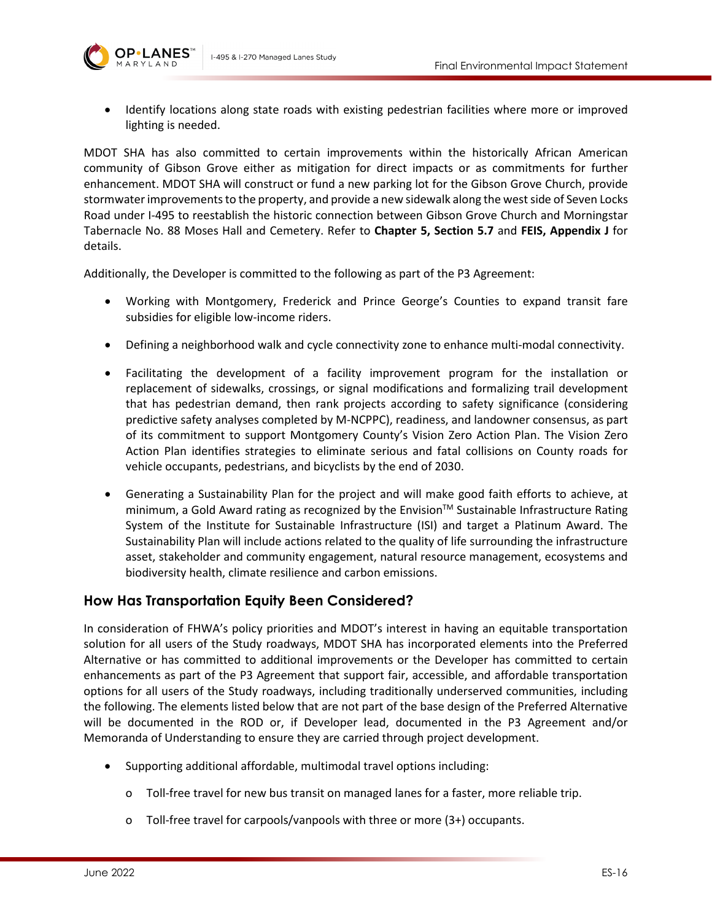- Identify locations along state roads with existing pedestrian facilities where more or improved lighting is needed.

MDOT SHA has also committed to certain improvements within the historically African American community of Gibson Grove either as mitigation for direct impacts or as commitments for further enhancement. MDOT SHA will construct or fund a new parking lot for the Gibson Grove Church, provide stormwater improvements to the property, and provide a new sidewalk along the west side of Seven Locks Road under I-495 to reestablish the historic connection between Gibson Grove Church and Morningstar Tabernacle No. 88 Moses Hall and Cemetery. Refer to **Chapter 5, Section 5.7** and **FEIS, Appendix J** for details.

Additionally, the Developer is committed to the following as part of the P3 Agreement:

- Working with Montgomery, Frederick and Prince George's Counties to expand transit fare subsidies for eligible low-income riders.
- Defining a neighborhood walk and cycle connectivity zone to enhance multi-modal connectivity.
- Facilitating the development of a facility improvement program for the installation or replacement of sidewalks, crossings, or signal modifications and formalizing trail development that has pedestrian demand, then rank projects according to safety significance (considering predictive safety analyses completed by M-NCPPC), readiness, and landowner consensus, as part of its commitment to support Montgomery County's Vision Zero Action Plan. The Vision Zero Action Plan identifies strategies to eliminate serious and fatal collisions on County roads for vehicle occupants, pedestrians, and bicyclists by the end of 2030.
- Generating a Sustainability Plan for the project and will make good faith efforts to achieve, at minimum, a Gold Award rating as recognized by the Envision™ Sustainable Infrastructure Rating System of the Institute for Sustainable Infrastructure (ISI) and target a Platinum Award. The Sustainability Plan will include actions related to the quality of life surrounding the infrastructure asset, stakeholder and community engagement, natural resource management, ecosystems and biodiversity health, climate resilience and carbon emissions.

## How Has Transportation Equity Been Considered?

In consideration of FHWA's policy priorities and MDOT's interest in having an equitable transportation solution for all users of the Study roadways, MDOT SHA has incorporated elements into the Preferred Alternative or has committed to additional improvements or the Developer has committed to certain enhancements as part of the P3 Agreement that support fair, accessible, and affordable transportation options for all users of the Study roadways, including traditionally underserved communities, including the following. The elements listed below that are not part of the base design of the Preferred Alternative will be documented in the ROD or, if Developer lead, documented in the P3 Agreement and/or Memoranda of Understanding to ensure they are carried through project development.

- Supporting additional affordable, multimodal travel options including:
  - Toll-free travel for new bus transit on managed lanes for a faster, more reliable trip.
  - Toll-free travel for carpools/vanpools with three or more (3+) occupants.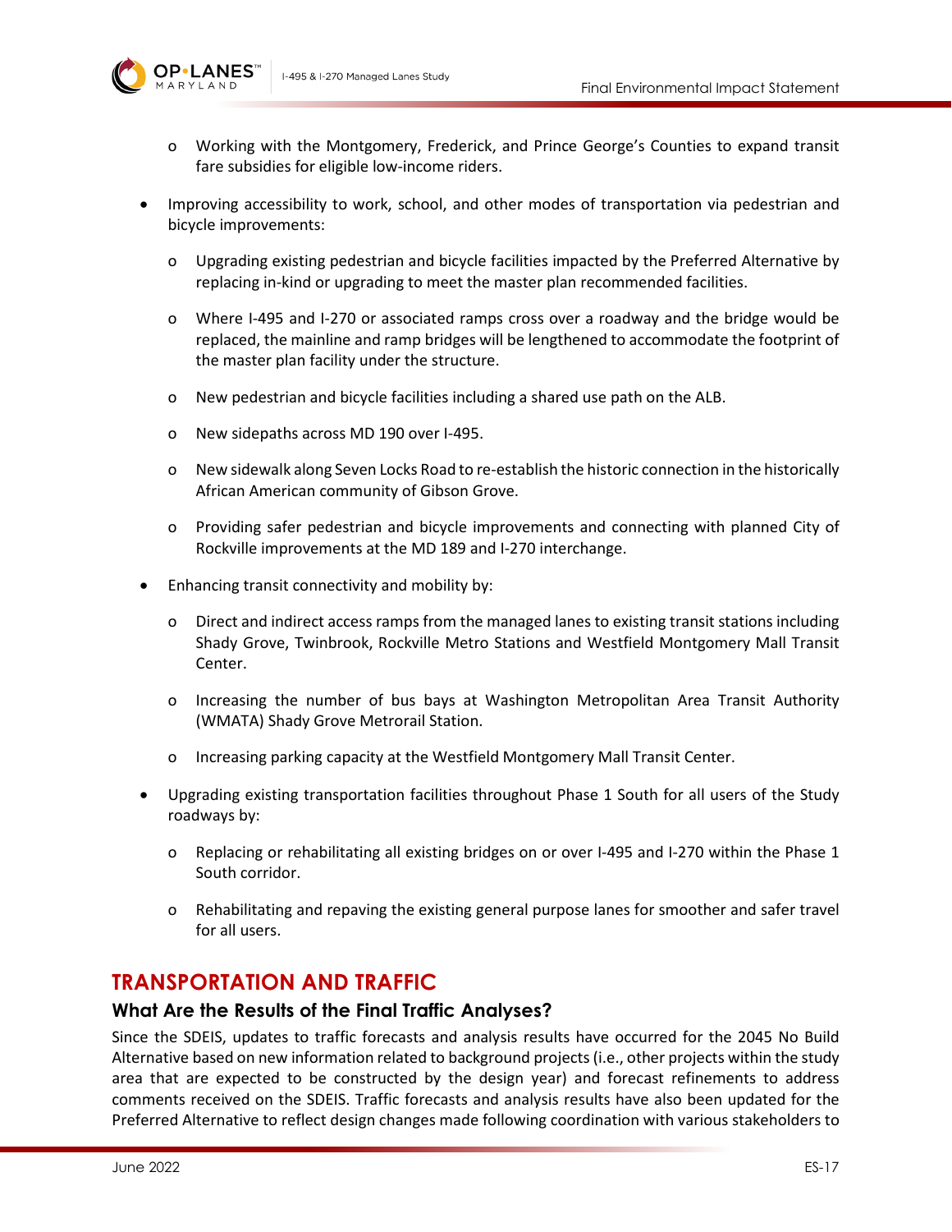- Working with the Montgomery, Frederick, and Prince George's Counties to expand transit fare subsidies for eligible low-income riders.

- Improving accessibility to work, school, and other modes of transportation via pedestrian and bicycle improvements:
    - Upgrading existing pedestrian and bicycle facilities impacted by the Preferred Alternative by replacing in-kind or upgrading to meet the master plan recommended facilities.
    - Where I-495 and I-270 or associated ramps cross over a roadway and the bridge would be replaced, the mainline and ramp bridges will be lengthened to accommodate the footprint of the master plan facility under the structure.
    - New pedestrian and bicycle facilities including a shared use path on the ALB.
    - New sidepaths across MD 190 over I-495.
    - New sidewalk along Seven Locks Road to re-establish the historic connection in the historically African American community of Gibson Grove.
    - Providing safer pedestrian and bicycle improvements and connecting with planned City of Rockville improvements at the MD 189 and I-270 interchange.

- Enhancing transit connectivity and mobility by:
    - Direct and indirect access ramps from the managed lanes to existing transit stations including Shady Grove, Twinbrook, Rockville Metro Stations and Westfield Montgomery Mall Transit Center.
    - Increasing the number of bus bays at Washington Metropolitan Area Transit Authority (WMATA) Shady Grove Metrorail Station.
    - Increasing parking capacity at the Westfield Montgomery Mall Transit Center.

- Upgrading existing transportation facilities throughout Phase 1 South for all users of the Study roadways by:
    - Replacing or rehabilitating all existing bridges on or over I-495 and I-270 within the Phase 1 South corridor.
    - Rehabilitating and repaving the existing general purpose lanes for smoother and safer travel for all users.

## TRANSPORTATION AND TRAFFIC

### What Are the Results of the Final Traffic Analyses?

Since the SDEIS, updates to traffic forecasts and analysis results have occurred for the 2045 No Build Alternative based on new information related to background projects (i.e., other projects within the study area that are expected to be constructed by the design year) and forecast refinements to address comments received on the SDEIS. Traffic forecasts and analysis results have also been updated for the Preferred Alternative to reflect design changes made following coordination with various stakeholders to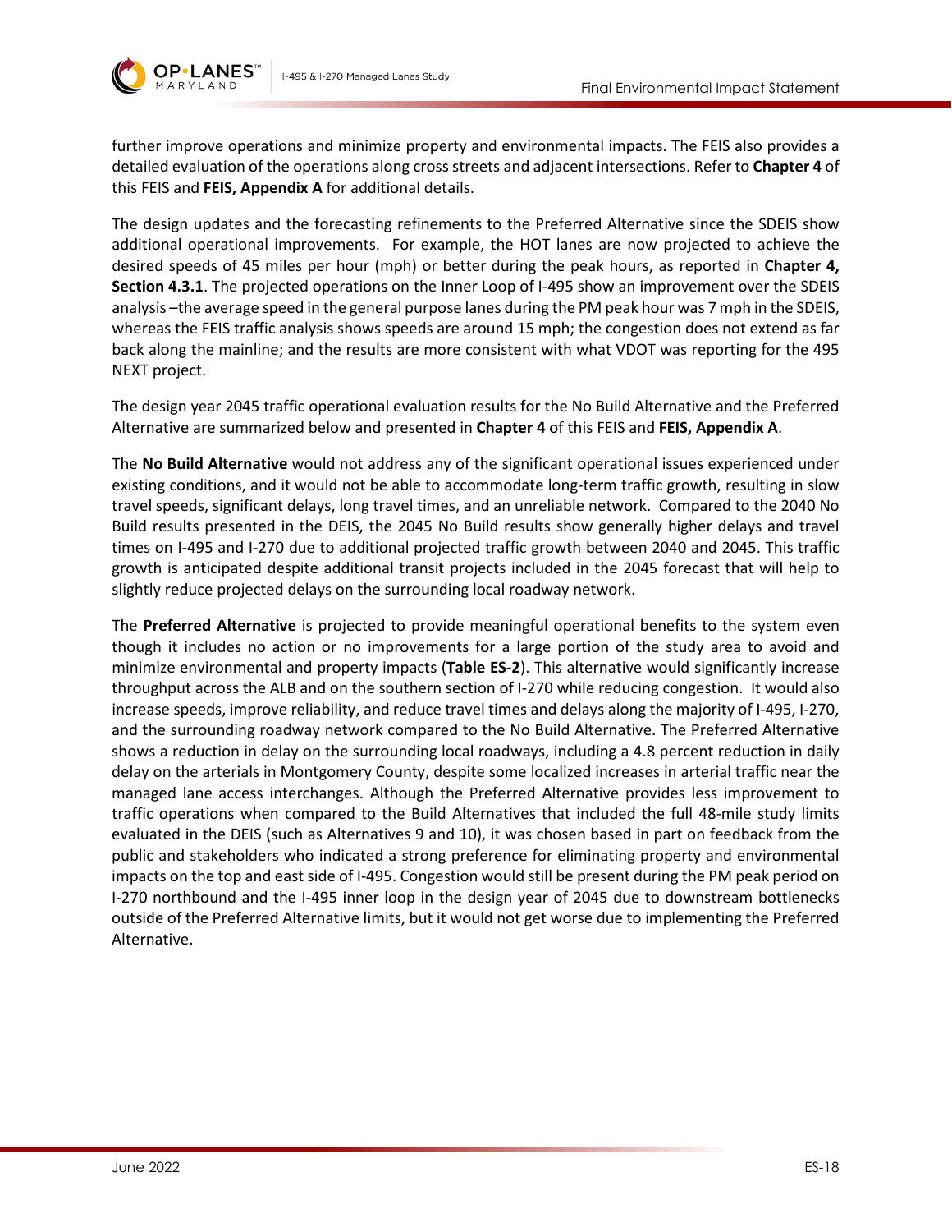further improve operations and minimize property and environmental impacts. The FEIS also provides a detailed evaluation of the operations along cross streets and adjacent intersections. Refer to **Chapter 4** of this FEIS and **FEIS, Appendix A** for additional details.

The design updates and the forecasting refinements to the Preferred Alternative since the SDEIS show additional operational improvements. For example, the HOT lanes are now projected to achieve the desired speeds of 45 miles per hour (mph) or better during the peak hours, as reported in **Chapter 4, Section 4.3.1**. The projected operations on the Inner Loop of I-495 show an improvement over the SDEIS analysis –the average speed in the general purpose lanes during the PM peak hour was 7 mph in the SDEIS, whereas the FEIS traffic analysis shows speeds are around 15 mph; the congestion does not extend as far back along the mainline; and the results are more consistent with what VDOT was reporting for the 495 NEXT project.

The design year 2045 traffic operational evaluation results for the No Build Alternative and the Preferred Alternative are summarized below and presented in **Chapter 4** of this FEIS and **FEIS, Appendix A**.

The **No Build Alternative** would not address any of the significant operational issues experienced under existing conditions, and it would not be able to accommodate long-term traffic growth, resulting in slow travel speeds, significant delays, long travel times, and an unreliable network. Compared to the 2040 No Build results presented in the DEIS, the 2045 No Build results show generally higher delays and travel times on I-495 and I-270 due to additional projected traffic growth between 2040 and 2045. This traffic growth is anticipated despite additional transit projects included in the 2045 forecast that will help to slightly reduce projected delays on the surrounding local roadway network.

The **Preferred Alternative** is projected to provide meaningful operational benefits to the system even though it includes no action or no improvements for a large portion of the study area to avoid and minimize environmental and property impacts (**Table ES-2**). This alternative would significantly increase throughput across the ALB and on the southern section of I-270 while reducing congestion. It would also increase speeds, improve reliability, and reduce travel times and delays along the majority of I-495, I-270, and the surrounding roadway network compared to the No Build Alternative. The Preferred Alternative shows a reduction in delay on the surrounding local roadways, including a 4.8 percent reduction in daily delay on the arterials in Montgomery County, despite some localized increases in arterial traffic near the managed lane access interchanges. Although the Preferred Alternative provides less improvement to traffic operations when compared to the Build Alternatives that included the full 48-mile study limits evaluated in the DEIS (such as Alternatives 9 and 10), it was chosen based in part on feedback from the public and stakeholders who indicated a strong preference for eliminating property and environmental impacts on the top and east side of I-495. Congestion would still be present during the PM peak period on I-270 northbound and the I-495 inner loop in the design year of 2045 due to downstream bottlenecks outside of the Preferred Alternative limits, but it would not get worse due to implementing the Preferred Alternative.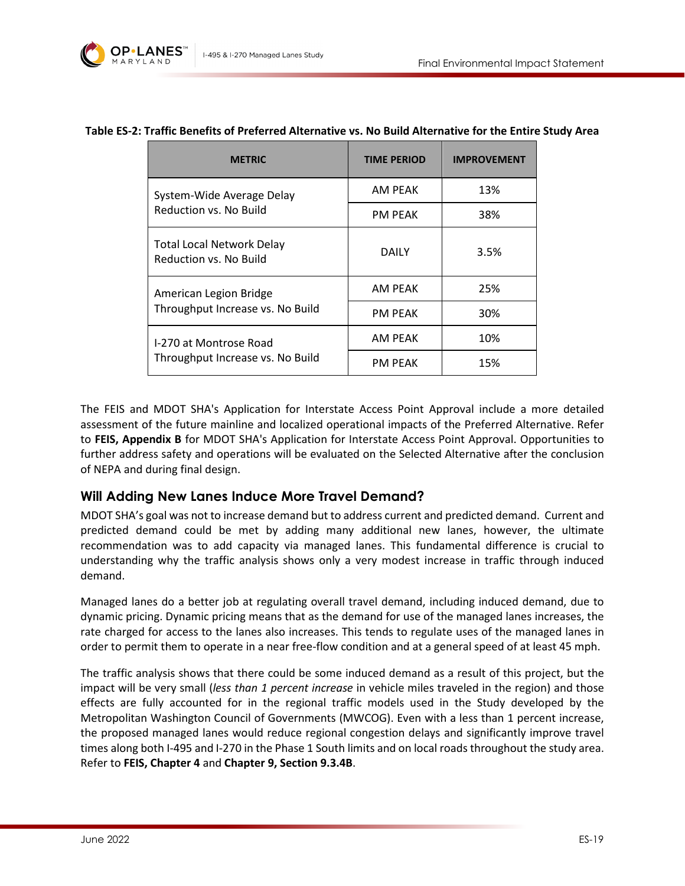**Table ES-2: Traffic Benefits of Preferred Alternative vs. No Build Alternative for the Entire Study Area**

| METRIC | TIME PERIOD | IMPROVEMENT |
| --- | --- | --- |
| System-Wide Average Delay Reduction vs. No Build | AM PEAK | 13% |
| | PM PEAK | 38% |
| Total Local Network Delay Reduction vs. No Build | DAILY | 3.5% |
| American Legion Bridge Throughput Increase vs. No Build | AM PEAK | 25% |
| | PM PEAK | 30% |
| I-270 at Montrose Road Throughput Increase vs. No Build | AM PEAK | 10% |
| | PM PEAK | 15% |

The FEIS and MDOT SHA's Application for Interstate Access Point Approval include a more detailed assessment of the future mainline and localized operational impacts of the Preferred Alternative. Refer to **FEIS, Appendix B** for MDOT SHA's Application for Interstate Access Point Approval. Opportunities to further address safety and operations will be evaluated on the Selected Alternative after the conclusion of NEPA and during final design.

## Will Adding New Lanes Induce More Travel Demand?

MDOT SHA's goal was not to increase demand but to address current and predicted demand. Current and predicted demand could be met by adding many additional new lanes, however, the ultimate recommendation was to add capacity via managed lanes. This fundamental difference is crucial to understanding why the traffic analysis shows only a very modest increase in traffic through induced demand.

Managed lanes do a better job at regulating overall travel demand, including induced demand, due to dynamic pricing. Dynamic pricing means that as the demand for use of the managed lanes increases, the rate charged for access to the lanes also increases. This tends to regulate uses of the managed lanes in order to permit them to operate in a near free-flow condition and at a general speed of at least 45 mph.

The traffic analysis shows that there could be some induced demand as a result of this project, but the impact will be very small (*less than 1 percent increase* in vehicle miles traveled in the region) and those effects are fully accounted for in the regional traffic models used in the Study developed by the Metropolitan Washington Council of Governments (MWCOG). Even with a less than 1 percent increase, the proposed managed lanes would reduce regional congestion delays and significantly improve travel times along both I-495 and I-270 in the Phase 1 South limits and on local roads throughout the study area. Refer to **FEIS, Chapter 4** and **Chapter 9, Section 9.3.4B**.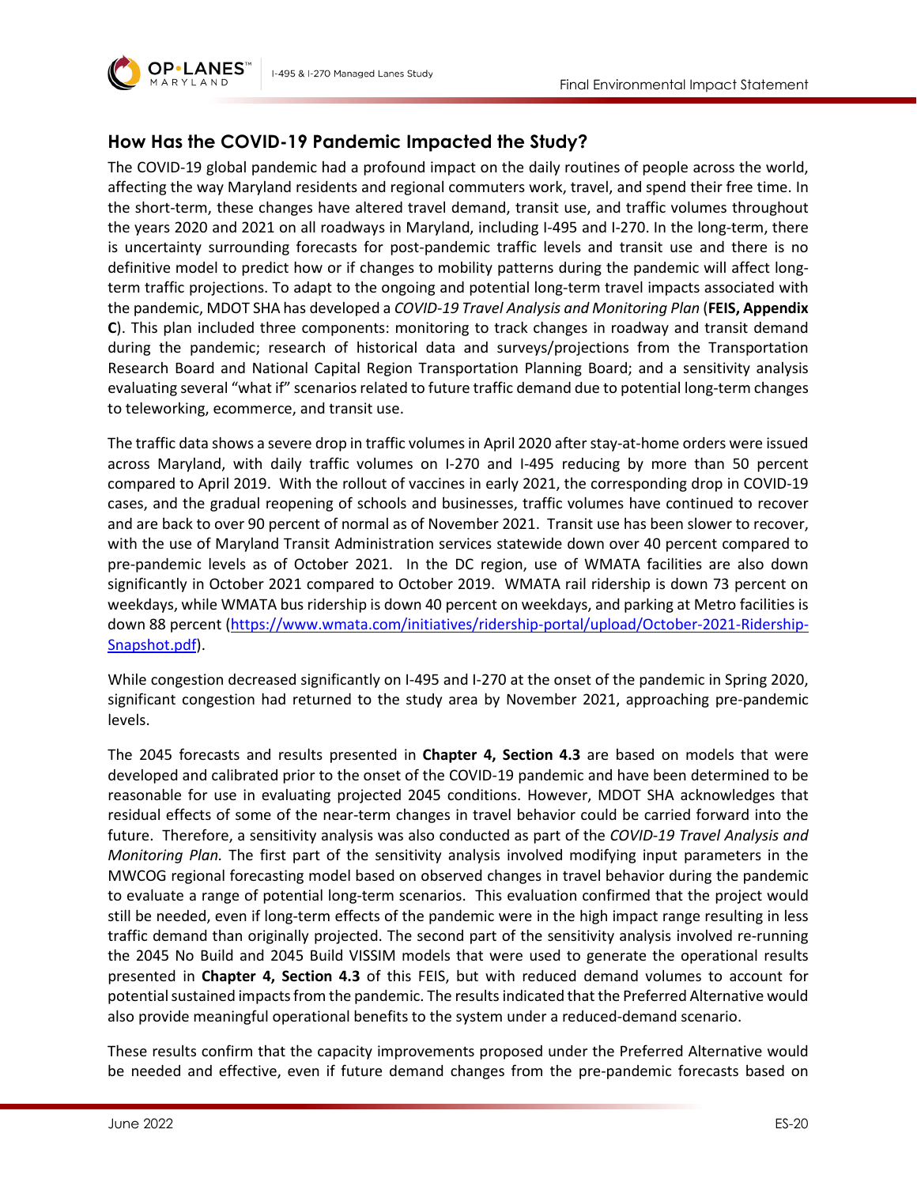## How Has the COVID-19 Pandemic Impacted the Study?

The COVID-19 global pandemic had a profound impact on the daily routines of people across the world, affecting the way Maryland residents and regional commuters work, travel, and spend their free time. In the short-term, these changes have altered travel demand, transit use, and traffic volumes throughout the years 2020 and 2021 on all roadways in Maryland, including I-495 and I-270. In the long-term, there is uncertainty surrounding forecasts for post-pandemic traffic levels and transit use and there is no definitive model to predict how or if changes to mobility patterns during the pandemic will affect long-term traffic projections. To adapt to the ongoing and potential long-term travel impacts associated with the pandemic, MDOT SHA has developed a *COVID-19 Travel Analysis and Monitoring Plan* (**FEIS, Appendix C**). This plan included three components: monitoring to track changes in roadway and transit demand during the pandemic; research of historical data and surveys/projections from the Transportation Research Board and National Capital Region Transportation Planning Board; and a sensitivity analysis evaluating several "what if" scenarios related to future traffic demand due to potential long-term changes to teleworking, ecommerce, and transit use.

The traffic data shows a severe drop in traffic volumes in April 2020 after stay-at-home orders were issued across Maryland, with daily traffic volumes on I-270 and I-495 reducing by more than 50 percent compared to April 2019. With the rollout of vaccines in early 2021, the corresponding drop in COVID-19 cases, and the gradual reopening of schools and businesses, traffic volumes have continued to recover and are back to over 90 percent of normal as of November 2021. Transit use has been slower to recover, with the use of Maryland Transit Administration services statewide down over 40 percent compared to pre-pandemic levels as of October 2021. In the DC region, use of WMATA facilities are also down significantly in October 2021 compared to October 2019. WMATA rail ridership is down 73 percent on weekdays, while WMATA bus ridership is down 40 percent on weekdays, and parking at Metro facilities is down 88 percent (https://www.wmata.com/initiatives/ridership-portal/upload/October-2021-Ridership-Snapshot.pdf).

While congestion decreased significantly on I-495 and I-270 at the onset of the pandemic in Spring 2020, significant congestion had returned to the study area by November 2021, approaching pre-pandemic levels.

The 2045 forecasts and results presented in **Chapter 4, Section 4.3** are based on models that were developed and calibrated prior to the onset of the COVID-19 pandemic and have been determined to be reasonable for use in evaluating projected 2045 conditions. However, MDOT SHA acknowledges that residual effects of some of the near-term changes in travel behavior could be carried forward into the future. Therefore, a sensitivity analysis was also conducted as part of the *COVID-19 Travel Analysis and Monitoring Plan.* The first part of the sensitivity analysis involved modifying input parameters in the MWCOG regional forecasting model based on observed changes in travel behavior during the pandemic to evaluate a range of potential long-term scenarios. This evaluation confirmed that the project would still be needed, even if long-term effects of the pandemic were in the high impact range resulting in less traffic demand than originally projected. The second part of the sensitivity analysis involved re-running the 2045 No Build and 2045 Build VISSIM models that were used to generate the operational results presented in **Chapter 4, Section 4.3** of this FEIS, but with reduced demand volumes to account for potential sustained impacts from the pandemic. The results indicated that the Preferred Alternative would also provide meaningful operational benefits to the system under a reduced-demand scenario.

These results confirm that the capacity improvements proposed under the Preferred Alternative would be needed and effective, even if future demand changes from the pre-pandemic forecasts based on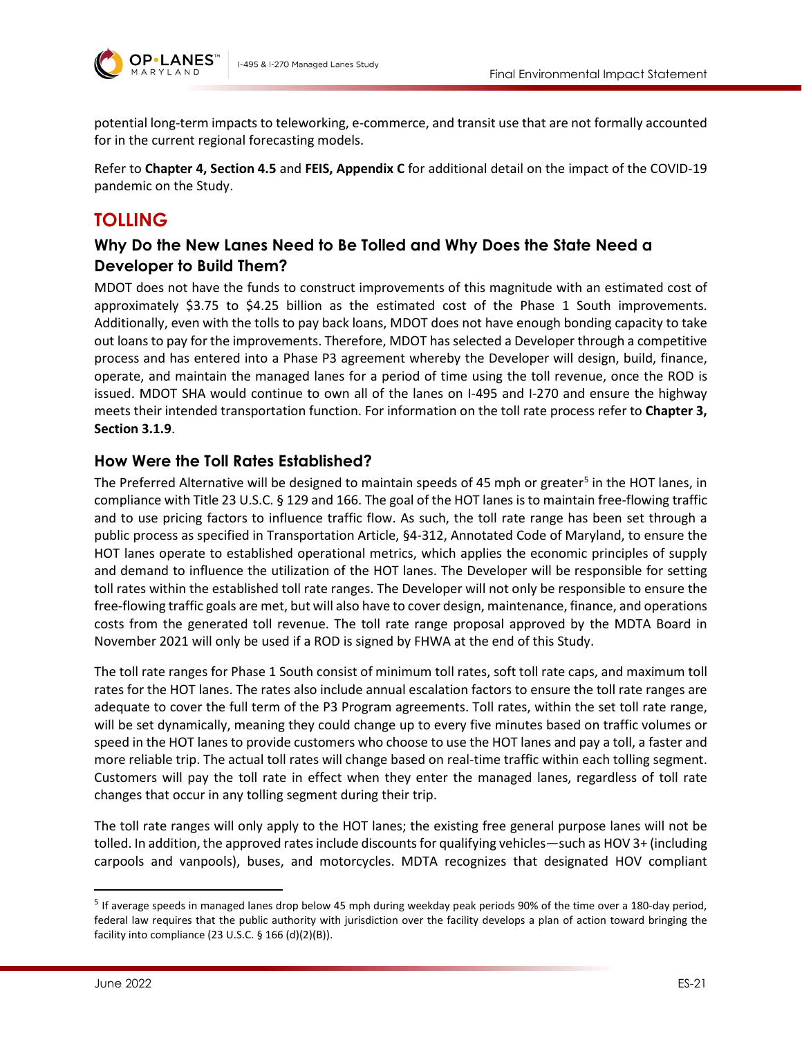potential long-term impacts to teleworking, e-commerce, and transit use that are not formally accounted for in the current regional forecasting models.

Refer to **Chapter 4, Section 4.5** and **FEIS, Appendix C** for additional detail on the impact of the COVID-19 pandemic on the Study.

# TOLLING

## Why Do the New Lanes Need to Be Tolled and Why Does the State Need a Developer to Build Them?

MDOT does not have the funds to construct improvements of this magnitude with an estimated cost of approximately $3.75 to $4.25 billion as the estimated cost of the Phase 1 South improvements. Additionally, even with the tolls to pay back loans, MDOT does not have enough bonding capacity to take out loans to pay for the improvements. Therefore, MDOT has selected a Developer through a competitive process and has entered into a Phase P3 agreement whereby the Developer will design, build, finance, operate, and maintain the managed lanes for a period of time using the toll revenue, once the ROD is issued. MDOT SHA would continue to own all of the lanes on I-495 and I-270 and ensure the highway meets their intended transportation function. For information on the toll rate process refer to **Chapter 3, Section 3.1.9**.

## How Were the Toll Rates Established?

The Preferred Alternative will be designed to maintain speeds of 45 mph or greater[5] in the HOT lanes, in compliance with Title 23 U.S.C. § 129 and 166. The goal of the HOT lanes is to maintain free-flowing traffic and to use pricing factors to influence traffic flow. As such, the toll rate range has been set through a public process as specified in Transportation Article, §4-312, Annotated Code of Maryland, to ensure the HOT lanes operate to established operational metrics, which applies the economic principles of supply and demand to influence the utilization of the HOT lanes. The Developer will be responsible for setting toll rates within the established toll rate ranges. The Developer will not only be responsible to ensure the free-flowing traffic goals are met, but will also have to cover design, maintenance, finance, and operations costs from the generated toll revenue. The toll rate range proposal approved by the MDTA Board in November 2021 will only be used if a ROD is signed by FHWA at the end of this Study.

The toll rate ranges for Phase 1 South consist of minimum toll rates, soft toll rate caps, and maximum toll rates for the HOT lanes. The rates also include annual escalation factors to ensure the toll rate ranges are adequate to cover the full term of the P3 Program agreements. Toll rates, within the set toll rate range, will be set dynamically, meaning they could change up to every five minutes based on traffic volumes or speed in the HOT lanes to provide customers who choose to use the HOT lanes and pay a toll, a faster and more reliable trip. The actual toll rates will change based on real-time traffic within each tolling segment. Customers will pay the toll rate in effect when they enter the managed lanes, regardless of toll rate changes that occur in any tolling segment during their trip.

The toll rate ranges will only apply to the HOT lanes; the existing free general purpose lanes will not be tolled. In addition, the approved rates include discounts for qualifying vehicles—such as HOV 3+ (including carpools and vanpools), buses, and motorcycles. MDTA recognizes that designated HOV compliant

---

[5] If average speeds in managed lanes drop below 45 mph during weekday peak periods 90% of the time over a 180-day period, federal law requires that the public authority with jurisdiction over the facility develops a plan of action toward bringing the facility into compliance (23 U.S.C. § 166 (d)(2)(B)).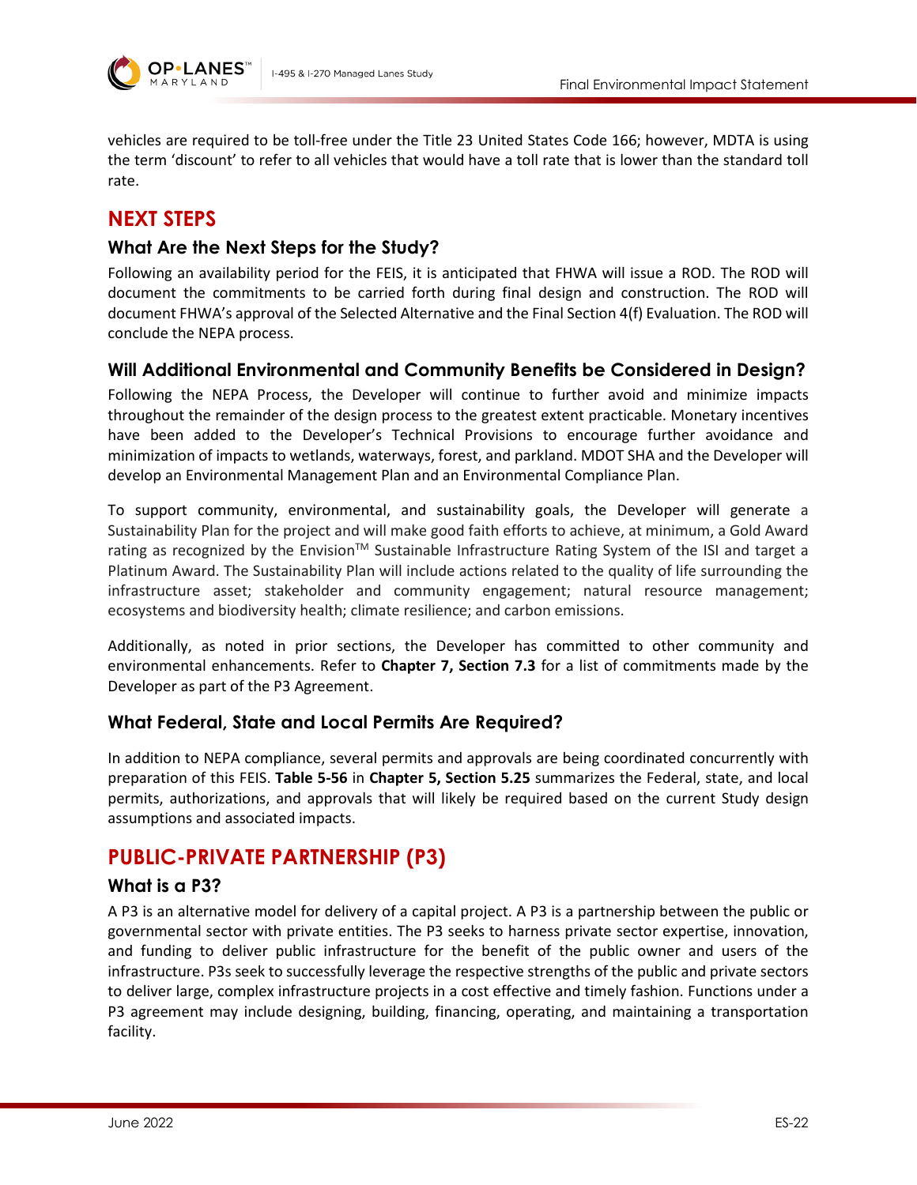vehicles are required to be toll-free under the Title 23 United States Code 166; however, MDTA is using the term 'discount' to refer to all vehicles that would have a toll rate that is lower than the standard toll rate.

## NEXT STEPS

### What Are the Next Steps for the Study?

Following an availability period for the FEIS, it is anticipated that FHWA will issue a ROD. The ROD will document the commitments to be carried forth during final design and construction. The ROD will document FHWA's approval of the Selected Alternative and the Final Section 4(f) Evaluation. The ROD will conclude the NEPA process.

### Will Additional Environmental and Community Benefits be Considered in Design?

Following the NEPA Process, the Developer will continue to further avoid and minimize impacts throughout the remainder of the design process to the greatest extent practicable. Monetary incentives have been added to the Developer's Technical Provisions to encourage further avoidance and minimization of impacts to wetlands, waterways, forest, and parkland. MDOT SHA and the Developer will develop an Environmental Management Plan and an Environmental Compliance Plan.

To support community, environmental, and sustainability goals, the Developer will generate a Sustainability Plan for the project and will make good faith efforts to achieve, at minimum, a Gold Award rating as recognized by the Envision™ Sustainable Infrastructure Rating System of the ISI and target a Platinum Award. The Sustainability Plan will include actions related to the quality of life surrounding the infrastructure asset; stakeholder and community engagement; natural resource management; ecosystems and biodiversity health; climate resilience; and carbon emissions.

Additionally, as noted in prior sections, the Developer has committed to other community and environmental enhancements. Refer to **Chapter 7, Section 7.3** for a list of commitments made by the Developer as part of the P3 Agreement.

### What Federal, State and Local Permits Are Required?

In addition to NEPA compliance, several permits and approvals are being coordinated concurrently with preparation of this FEIS. **Table 5-56** in **Chapter 5, Section 5.25** summarizes the Federal, state, and local permits, authorizations, and approvals that will likely be required based on the current Study design assumptions and associated impacts.

## PUBLIC-PRIVATE PARTNERSHIP (P3)

### What is a P3?

A P3 is an alternative model for delivery of a capital project. A P3 is a partnership between the public or governmental sector with private entities. The P3 seeks to harness private sector expertise, innovation, and funding to deliver public infrastructure for the benefit of the public owner and users of the infrastructure. P3s seek to successfully leverage the respective strengths of the public and private sectors to deliver large, complex infrastructure projects in a cost effective and timely fashion. Functions under a P3 agreement may include designing, building, financing, operating, and maintaining a transportation facility.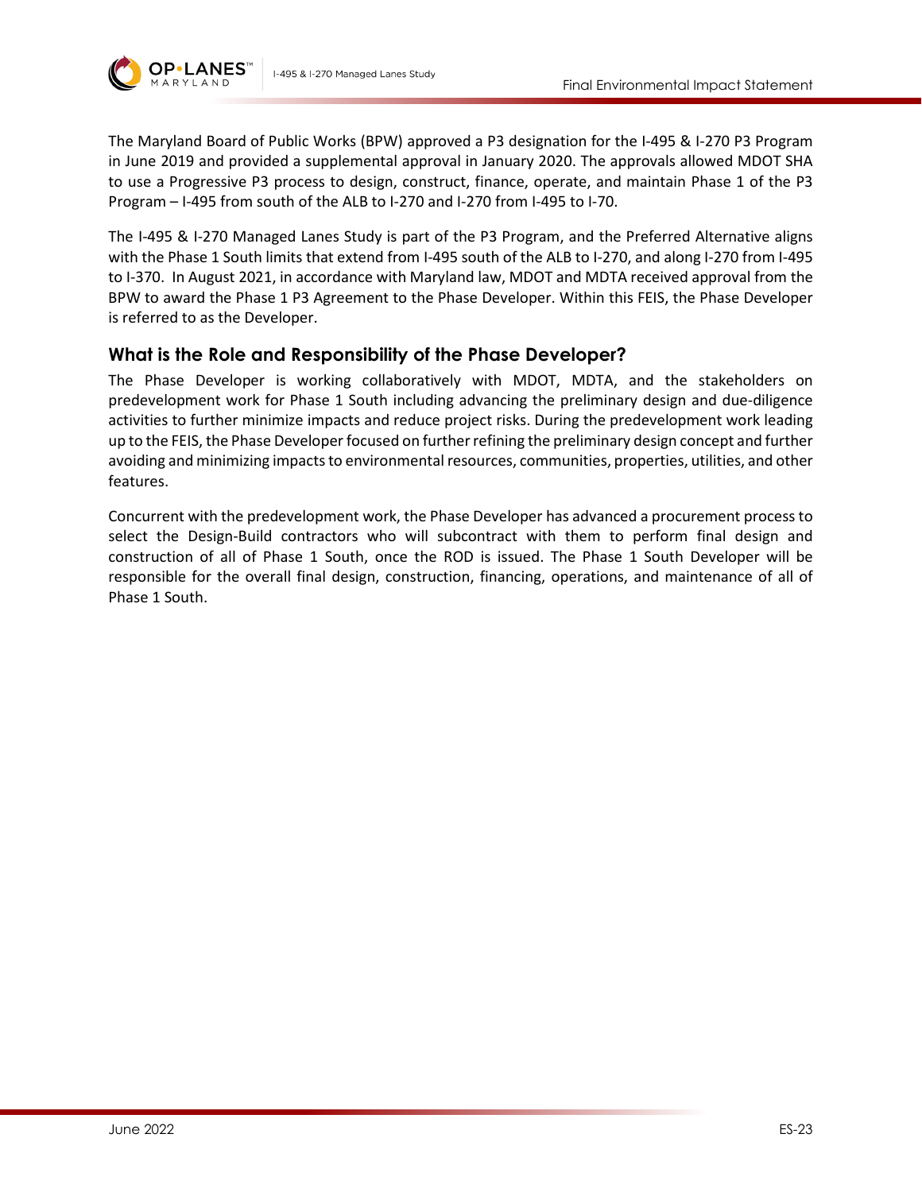The Maryland Board of Public Works (BPW) approved a P3 designation for the I-495 & I-270 P3 Program in June 2019 and provided a supplemental approval in January 2020. The approvals allowed MDOT SHA to use a Progressive P3 process to design, construct, finance, operate, and maintain Phase 1 of the P3 Program – I-495 from south of the ALB to I-270 and I-270 from I-495 to I-70.

The I-495 & I-270 Managed Lanes Study is part of the P3 Program, and the Preferred Alternative aligns with the Phase 1 South limits that extend from I-495 south of the ALB to I-270, and along I-270 from I-495 to I-370. In August 2021, in accordance with Maryland law, MDOT and MDTA received approval from the BPW to award the Phase 1 P3 Agreement to the Phase Developer. Within this FEIS, the Phase Developer is referred to as the Developer.

### What is the Role and Responsibility of the Phase Developer?

The Phase Developer is working collaboratively with MDOT, MDTA, and the stakeholders on predevelopment work for Phase 1 South including advancing the preliminary design and due-diligence activities to further minimize impacts and reduce project risks. During the predevelopment work leading up to the FEIS, the Phase Developer focused on further refining the preliminary design concept and further avoiding and minimizing impacts to environmental resources, communities, properties, utilities, and other features.

Concurrent with the predevelopment work, the Phase Developer has advanced a procurement process to select the Design-Build contractors who will subcontract with them to perform final design and construction of all of Phase 1 South, once the ROD is issued. The Phase 1 South Developer will be responsible for the overall final design, construction, financing, operations, and maintenance of all of Phase 1 South.